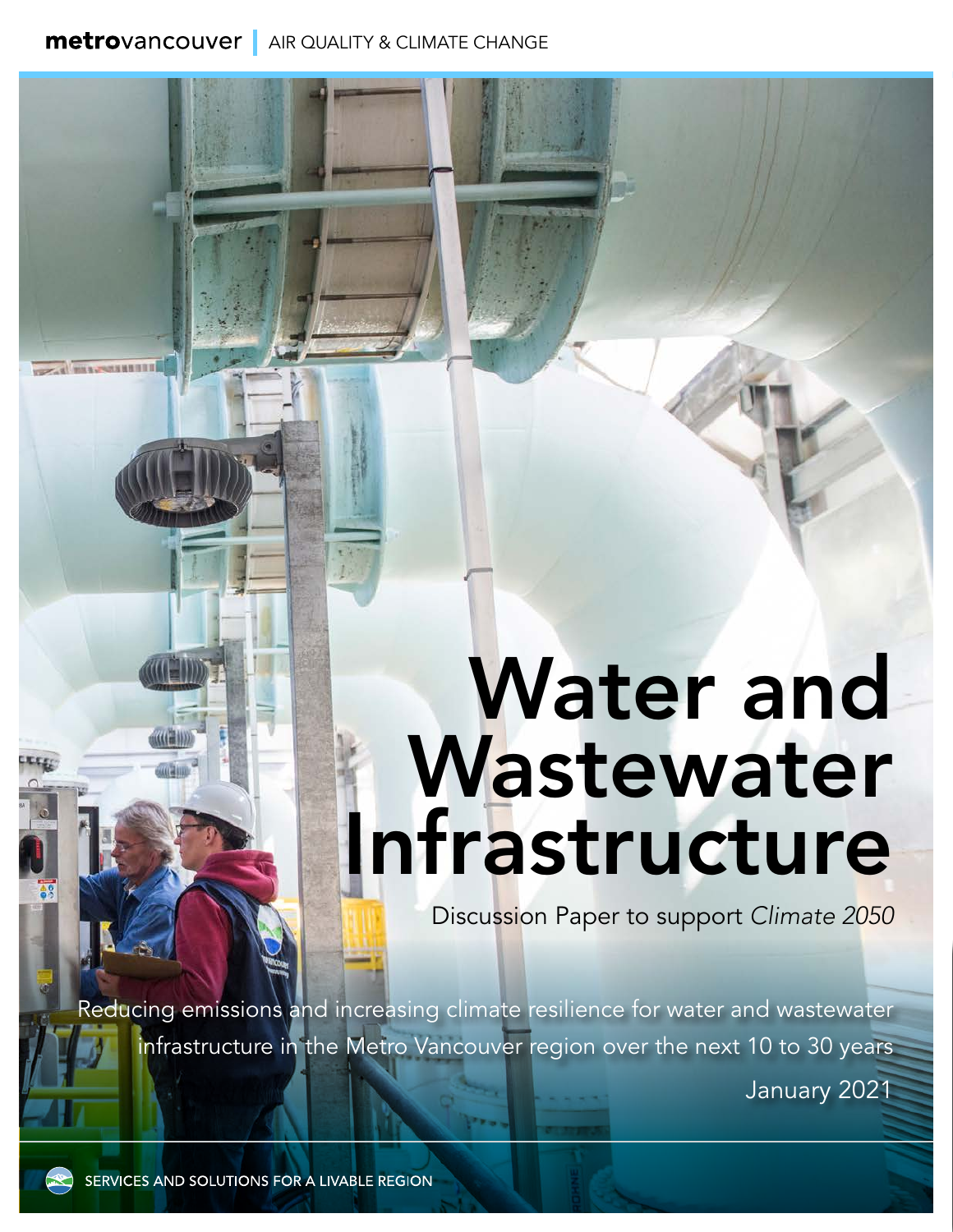metrovancouver | AIR QUALITY & CLIMATE CHANGE

# Water and Wastewater Infrastructure

Discussion Paper to support *Climate 2050*

Reducing emissions and increasing climate resilience for water and wastewater infrastructure in the Metro Vancouver region over the next 10 to 30 years

January 2021

SERVICES AND SOLUTIONS FOR A LIVABLE REGION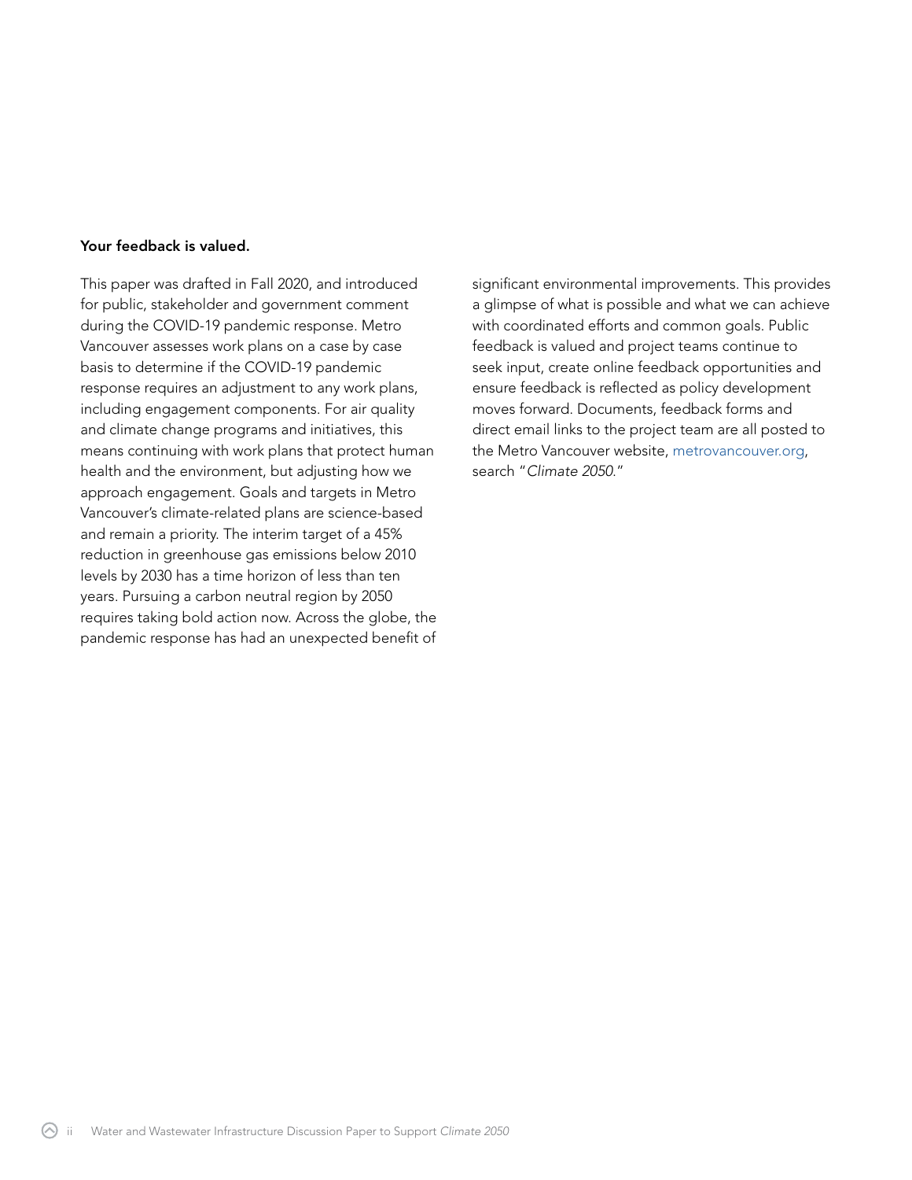**Your feedback is valued.**

This paper was drafted in Fall 2020, and introduced for public, stakeholder and government comment during the COVID-19 pandemic response. Metro Vancouver assesses work plans on a case by case basis to determine if the COVID-19 pandemic response requires an adjustment to any work plans, including engagement components. For air quality and climate change programs and initiatives, this means continuing with work plans that protect human health and the environment, but adjusting how we approach engagement. Goals and targets in Metro Vancouver's climate-related plans are science-based and remain a priority. The interim target of a 45% reduction in greenhouse gas emissions below 2010 levels by 2030 has a time horizon of less than ten years. Pursuing a carbon neutral region by 2050 requires taking bold action now. Across the globe, the pandemic response has had an unexpected benefit of significant environmental improvements. This provides a glimpse of what is possible and what we can achieve with coordinated efforts and common goals. Public feedback is valued and project teams continue to seek input, create online feedback opportunities and ensure feedback is reflected as policy development moves forward. Documents, feedback forms and direct email links to the project team are all posted to the Metro Vancouver website, metrovancouver.org, search "*Climate 2050*."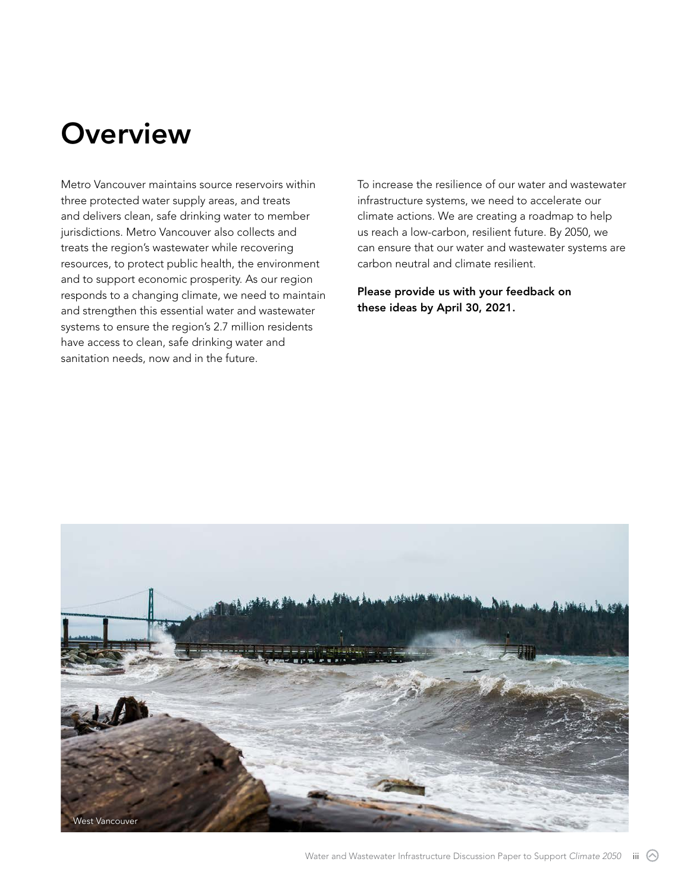# Overview

Metro Vancouver maintains source reservoirs within three protected water supply areas, and treats and delivers clean, safe drinking water to member jurisdictions. Metro Vancouver also collects and treats the region's wastewater while recovering resources, to protect public health, the environment and to support economic prosperity. As our region responds to a changing climate, we need to maintain and strengthen this essential water and wastewater systems to ensure the region's 2.7 million residents have access to clean, safe drinking water and sanitation needs, now and in the future.

To increase the resilience of our water and wastewater infrastructure systems, we need to accelerate our climate actions. We are creating a roadmap to help us reach a low-carbon, resilient future. By 2050, we can ensure that our water and wastewater systems are carbon neutral and climate resilient.

**Please provide us with your feedback on these ideas by April 30, 2021.**

West Vancouver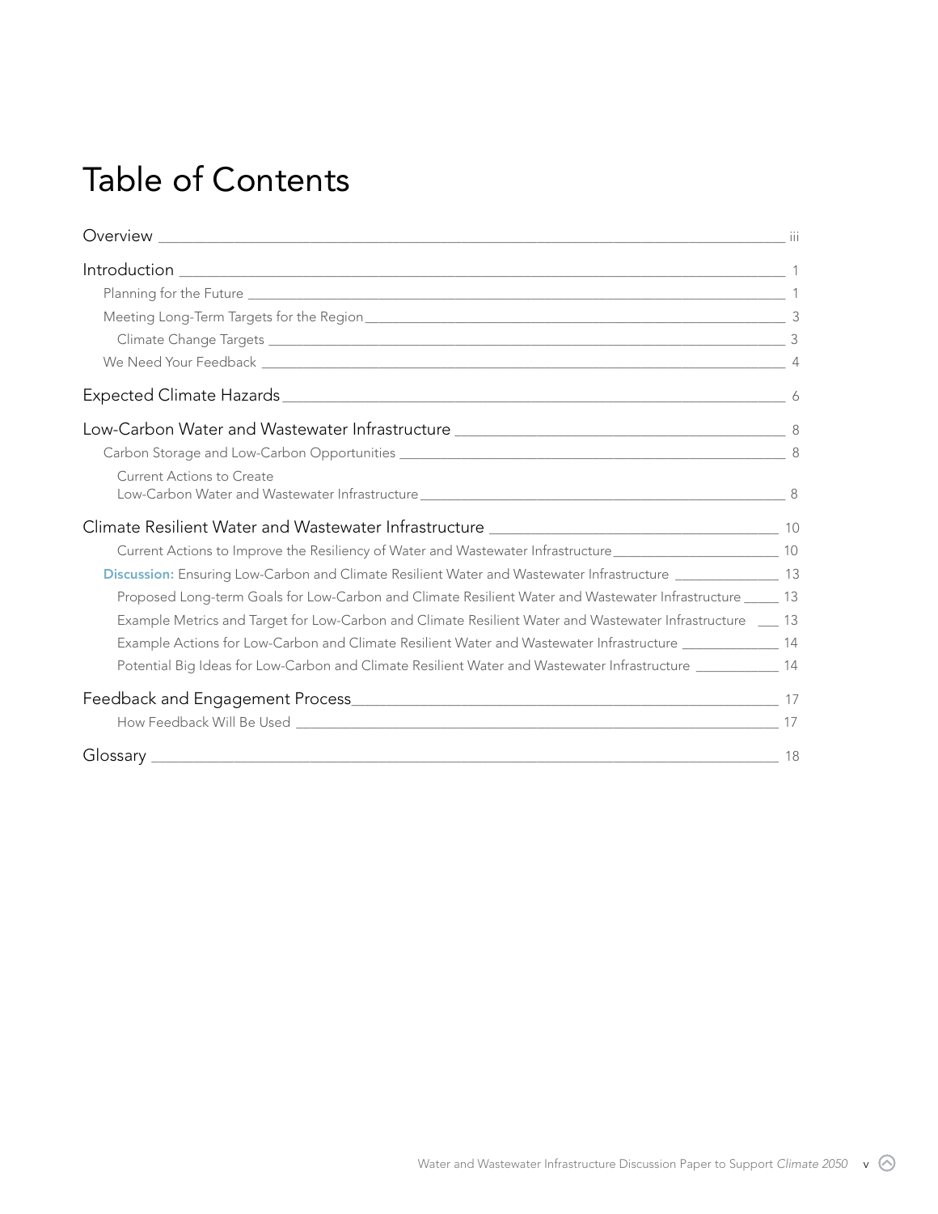# Table of Contents

Overview ____ iii

Introduction ____ 1

- Planning for the Future ____ 1
- Meeting Long-Term Targets for the Region ____ 3
  - Climate Change Targets ____ 3
- We Need Your Feedback ____ 4

Expected Climate Hazards ____ 6

Low-Carbon Water and Wastewater Infrastructure ____ 8

- Carbon Storage and Low-Carbon Opportunities ____ 8
  - Current Actions to Create Low-Carbon Water and Wastewater Infrastructure ____ 8

Climate Resilient Water and Wastewater Infrastructure ____ 10

- Current Actions to Improve the Resiliency of Water and Wastewater Infrastructure ____ 10
- **Discussion:** Ensuring Low-Carbon and Climate Resilient Water and Wastewater Infrastructure ____ 13
  - Proposed Long-term Goals for Low-Carbon and Climate Resilient Water and Wastewater Infrastructure ____ 13
  - Example Metrics and Target for Low-Carbon and Climate Resilient Water and Wastewater Infrastructure ____ 13
  - Example Actions for Low-Carbon and Climate Resilient Water and Wastewater Infrastructure ____ 14
  - Potential Big Ideas for Low-Carbon and Climate Resilient Water and Wastewater Infrastructure ____ 14

Feedback and Engagement Process ____ 17

- How Feedback Will Be Used ____ 17

Glossary ____ 18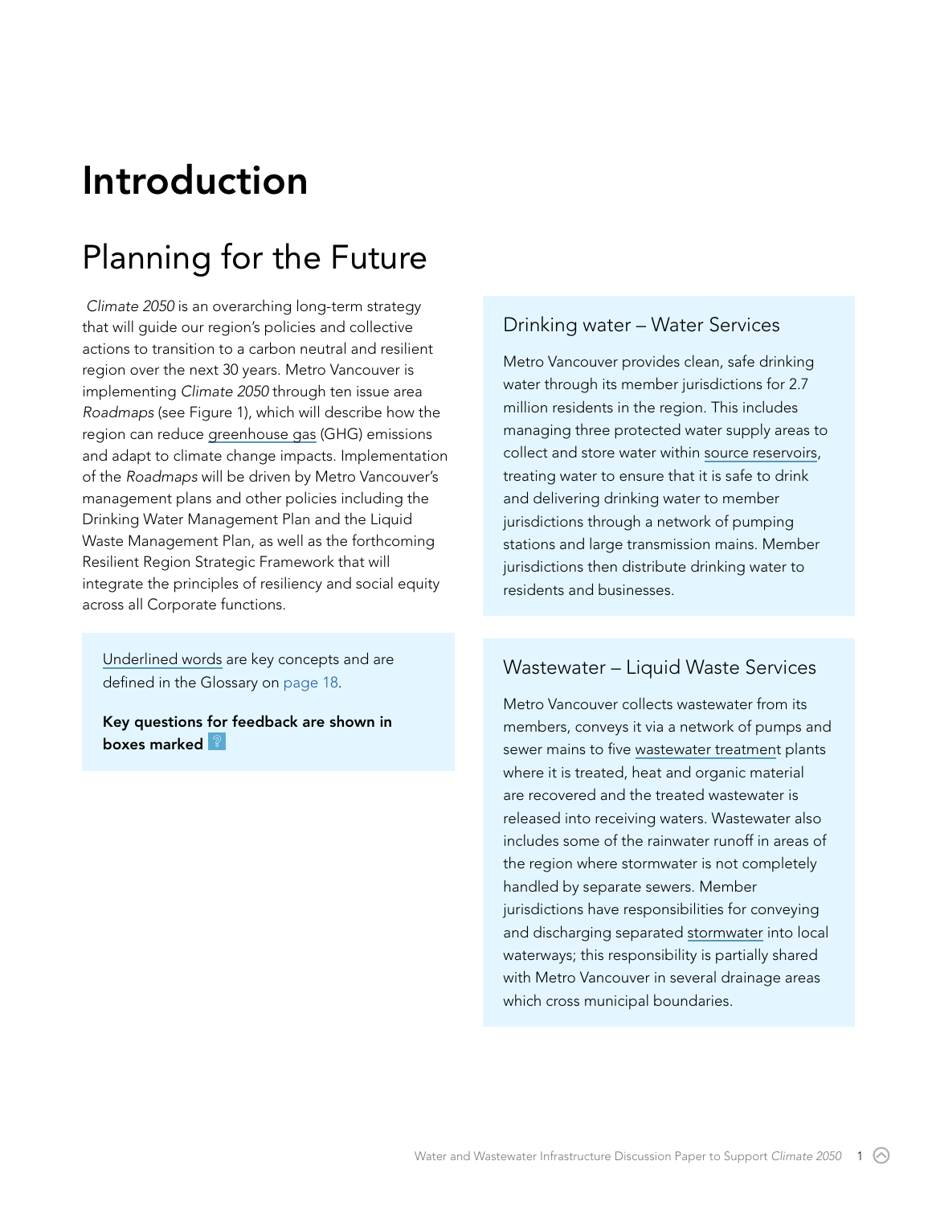# Introduction

## Planning for the Future

*Climate 2050* is an overarching long-term strategy that will guide our region's policies and collective actions to transition to a carbon neutral and resilient region over the next 30 years. Metro Vancouver is implementing *Climate 2050* through ten issue area *Roadmaps* (see Figure 1), which will describe how the region can reduce greenhouse gas (GHG) emissions and adapt to climate change impacts. Implementation of the *Roadmaps* will be driven by Metro Vancouver's management plans and other policies including the Drinking Water Management Plan and the Liquid Waste Management Plan, as well as the forthcoming Resilient Region Strategic Framework that will integrate the principles of resiliency and social equity across all Corporate functions.

Underlined words are key concepts and are defined in the Glossary on page 18.

**Key questions for feedback are shown in boxes marked ?**

### Drinking water – Water Services

Metro Vancouver provides clean, safe drinking water through its member jurisdictions for 2.7 million residents in the region. This includes managing three protected water supply areas to collect and store water within source reservoirs, treating water to ensure that it is safe to drink and delivering drinking water to member jurisdictions through a network of pumping stations and large transmission mains. Member jurisdictions then distribute drinking water to residents and businesses.

### Wastewater – Liquid Waste Services

Metro Vancouver collects wastewater from its members, conveys it via a network of pumps and sewer mains to five wastewater treatment plants where it is treated, heat and organic material are recovered and the treated wastewater is released into receiving waters. Wastewater also includes some of the rainwater runoff in areas of the region where stormwater is not completely handled by separate sewers. Member jurisdictions have responsibilities for conveying and discharging separated stormwater into local waterways; this responsibility is partially shared with Metro Vancouver in several drainage areas which cross municipal boundaries.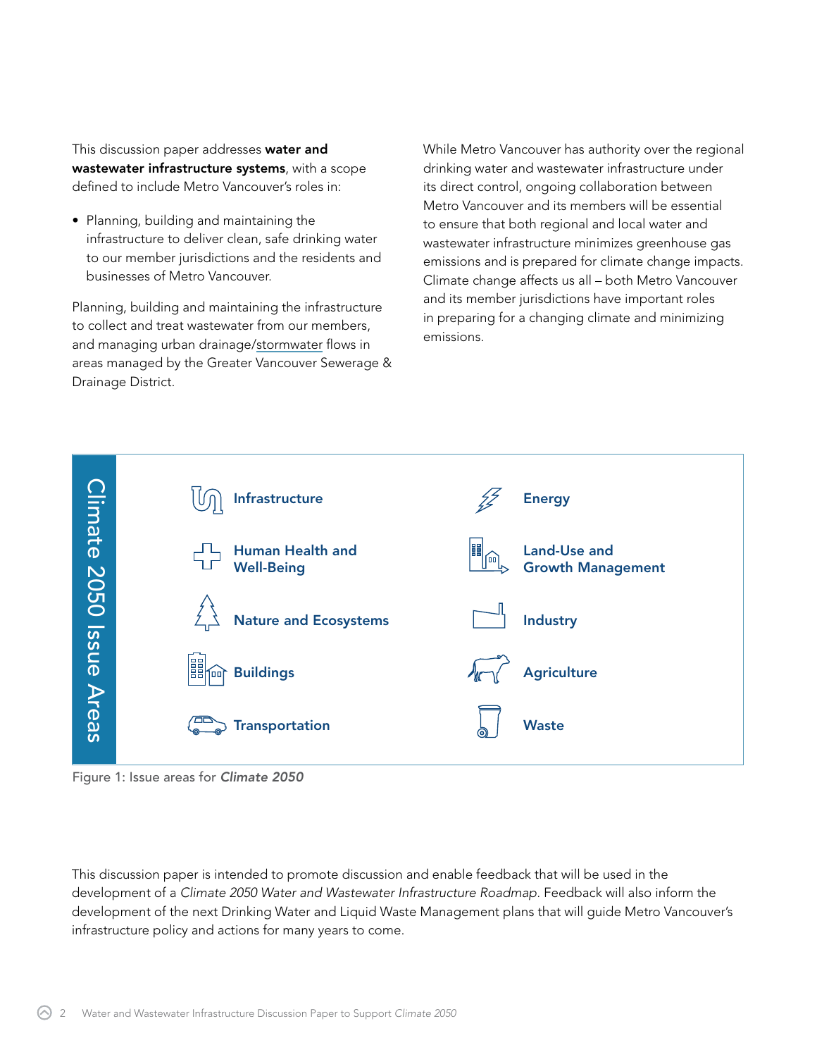This discussion paper addresses **water and wastewater infrastructure systems**, with a scope defined to include Metro Vancouver's roles in:

- Planning, building and maintaining the infrastructure to deliver clean, safe drinking water to our member jurisdictions and the residents and businesses of Metro Vancouver.

Planning, building and maintaining the infrastructure to collect and treat wastewater from our members, and managing urban drainage/stormwater flows in areas managed by the Greater Vancouver Sewerage & Drainage District.

While Metro Vancouver has authority over the regional drinking water and wastewater infrastructure under its direct control, ongoing collaboration between Metro Vancouver and its members will be essential to ensure that both regional and local water and wastewater infrastructure minimizes greenhouse gas emissions and is prepared for climate change impacts. Climate change affects us all – both Metro Vancouver and its member jurisdictions have important roles in preparing for a changing climate and minimizing emissions.

**Climate 2050 Issue Areas**

- Infrastructure
- Human Health and Well-Being
- Nature and Ecosystems
- Buildings
- Transportation
- Energy
- Land-Use and Growth Management
- Industry
- Agriculture
- Waste

Figure 1: Issue areas for ***Climate 2050***

This discussion paper is intended to promote discussion and enable feedback that will be used in the development of a *Climate 2050 Water and Wastewater Infrastructure Roadmap*. Feedback will also inform the development of the next Drinking Water and Liquid Waste Management plans that will guide Metro Vancouver's infrastructure policy and actions for many years to come.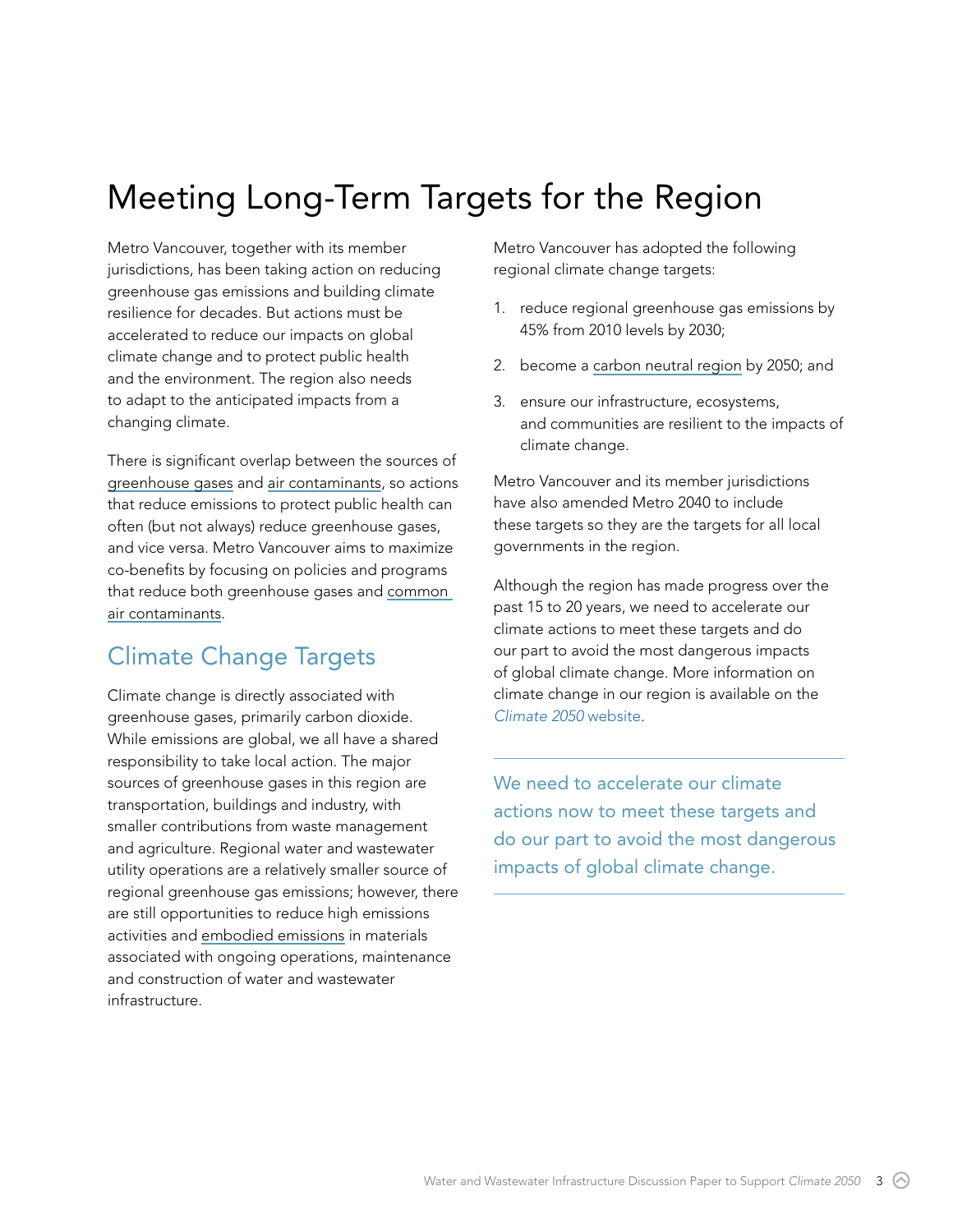# Meeting Long-Term Targets for the Region

Metro Vancouver, together with its member jurisdictions, has been taking action on reducing greenhouse gas emissions and building climate resilience for decades. But actions must be accelerated to reduce our impacts on global climate change and to protect public health and the environment. The region also needs to adapt to the anticipated impacts from a changing climate.

There is significant overlap between the sources of greenhouse gases and air contaminants, so actions that reduce emissions to protect public health can often (but not always) reduce greenhouse gases, and vice versa. Metro Vancouver aims to maximize co-benefits by focusing on policies and programs that reduce both greenhouse gases and common air contaminants.

## Climate Change Targets

Climate change is directly associated with greenhouse gases, primarily carbon dioxide. While emissions are global, we all have a shared responsibility to take local action. The major sources of greenhouse gases in this region are transportation, buildings and industry, with smaller contributions from waste management and agriculture. Regional water and wastewater utility operations are a relatively smaller source of regional greenhouse gas emissions; however, there are still opportunities to reduce high emissions activities and embodied emissions in materials associated with ongoing operations, maintenance and construction of water and wastewater infrastructure.

Metro Vancouver has adopted the following regional climate change targets:

1. reduce regional greenhouse gas emissions by 45% from 2010 levels by 2030;
2. become a carbon neutral region by 2050; and
3. ensure our infrastructure, ecosystems, and communities are resilient to the impacts of climate change.

Metro Vancouver and its member jurisdictions have also amended Metro 2040 to include these targets so they are the targets for all local governments in the region.

Although the region has made progress over the past 15 to 20 years, we need to accelerate our climate actions to meet these targets and do our part to avoid the most dangerous impacts of global climate change. More information on climate change in our region is available on the *Climate 2050* website.

We need to accelerate our climate actions now to meet these targets and do our part to avoid the most dangerous impacts of global climate change.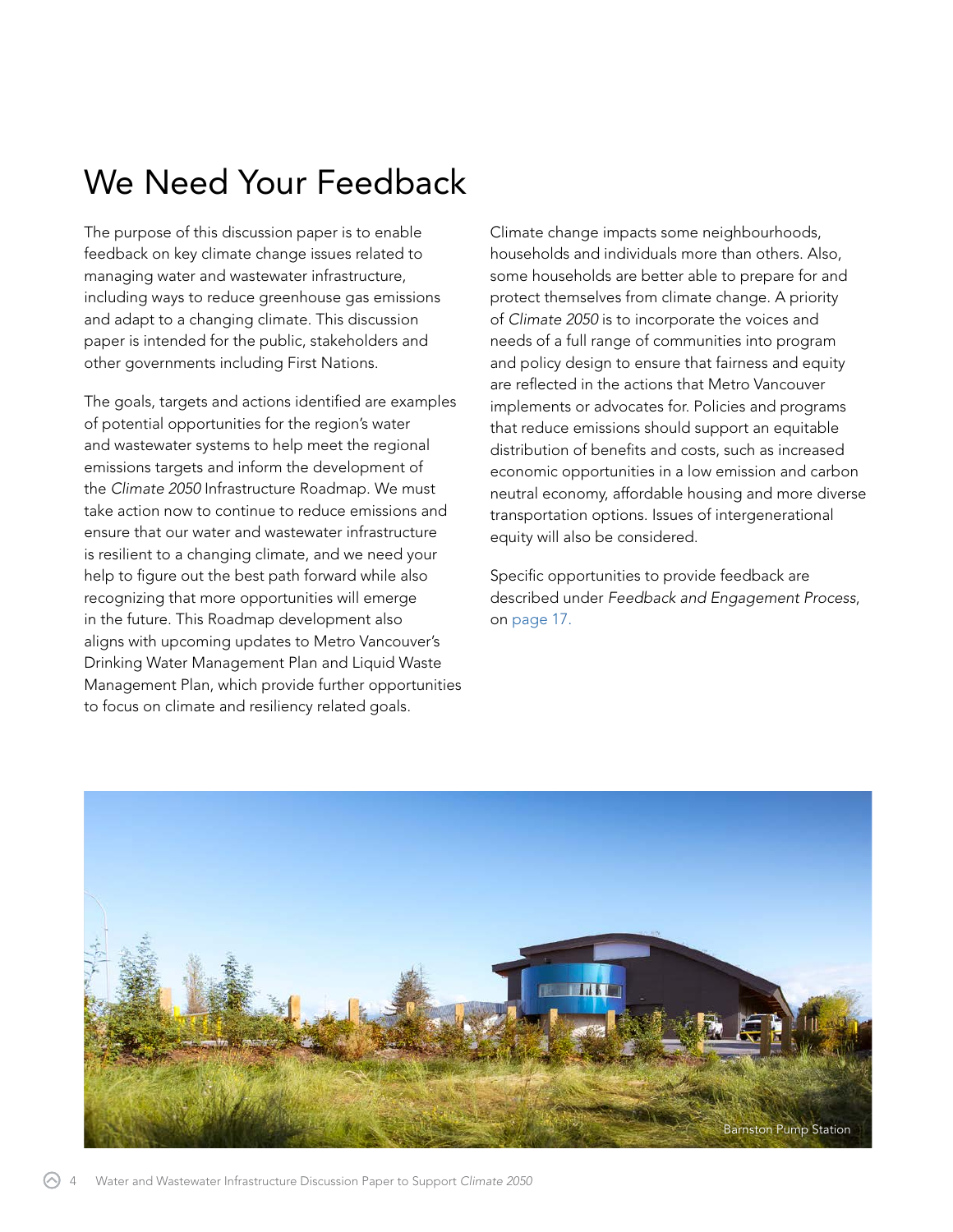# We Need Your Feedback

The purpose of this discussion paper is to enable feedback on key climate change issues related to managing water and wastewater infrastructure, including ways to reduce greenhouse gas emissions and adapt to a changing climate. This discussion paper is intended for the public, stakeholders and other governments including First Nations.

The goals, targets and actions identified are examples of potential opportunities for the region's water and wastewater systems to help meet the regional emissions targets and inform the development of the *Climate 2050* Infrastructure Roadmap. We must take action now to continue to reduce emissions and ensure that our water and wastewater infrastructure is resilient to a changing climate, and we need your help to figure out the best path forward while also recognizing that more opportunities will emerge in the future. This Roadmap development also aligns with upcoming updates to Metro Vancouver's Drinking Water Management Plan and Liquid Waste Management Plan, which provide further opportunities to focus on climate and resiliency related goals.

Climate change impacts some neighbourhoods, households and individuals more than others. Also, some households are better able to prepare for and protect themselves from climate change. A priority of *Climate 2050* is to incorporate the voices and needs of a full range of communities into program and policy design to ensure that fairness and equity are reflected in the actions that Metro Vancouver implements or advocates for. Policies and programs that reduce emissions should support an equitable distribution of benefits and costs, such as increased economic opportunities in a low emission and carbon neutral economy, affordable housing and more diverse transportation options. Issues of intergenerational equity will also be considered.

Specific opportunities to provide feedback are described under *Feedback and Engagement Process*, on page 17.

Barnston Pump Station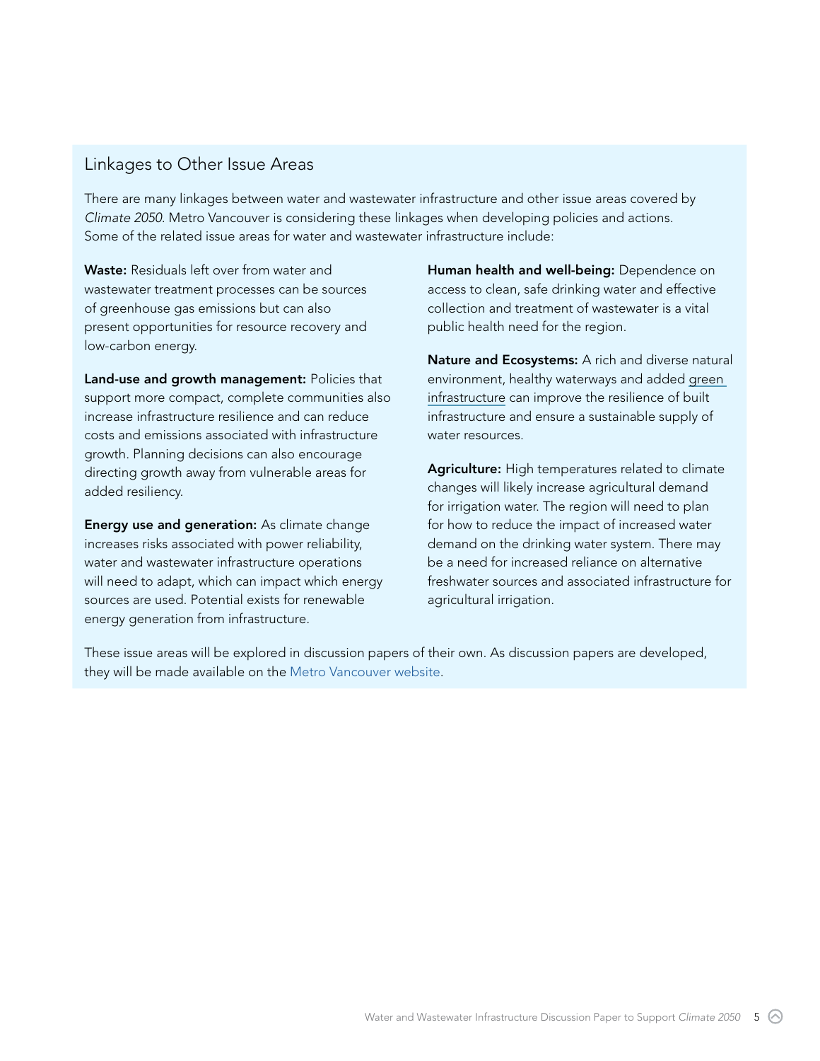## Linkages to Other Issue Areas

There are many linkages between water and wastewater infrastructure and other issue areas covered by *Climate 2050.* Metro Vancouver is considering these linkages when developing policies and actions. Some of the related issue areas for water and wastewater infrastructure include:

**Waste:** Residuals left over from water and wastewater treatment processes can be sources of greenhouse gas emissions but can also present opportunities for resource recovery and low-carbon energy.

**Land-use and growth management:** Policies that support more compact, complete communities also increase infrastructure resilience and can reduce costs and emissions associated with infrastructure growth. Planning decisions can also encourage directing growth away from vulnerable areas for added resiliency.

**Energy use and generation:** As climate change increases risks associated with power reliability, water and wastewater infrastructure operations will need to adapt, which can impact which energy sources are used. Potential exists for renewable energy generation from infrastructure.

**Human health and well-being:** Dependence on access to clean, safe drinking water and effective collection and treatment of wastewater is a vital public health need for the region.

**Nature and Ecosystems:** A rich and diverse natural environment, healthy waterways and added green infrastructure can improve the resilience of built infrastructure and ensure a sustainable supply of water resources.

**Agriculture:** High temperatures related to climate changes will likely increase agricultural demand for irrigation water. The region will need to plan for how to reduce the impact of increased water demand on the drinking water system. There may be a need for increased reliance on alternative freshwater sources and associated infrastructure for agricultural irrigation.

These issue areas will be explored in discussion papers of their own. As discussion papers are developed, they will be made available on the Metro Vancouver website.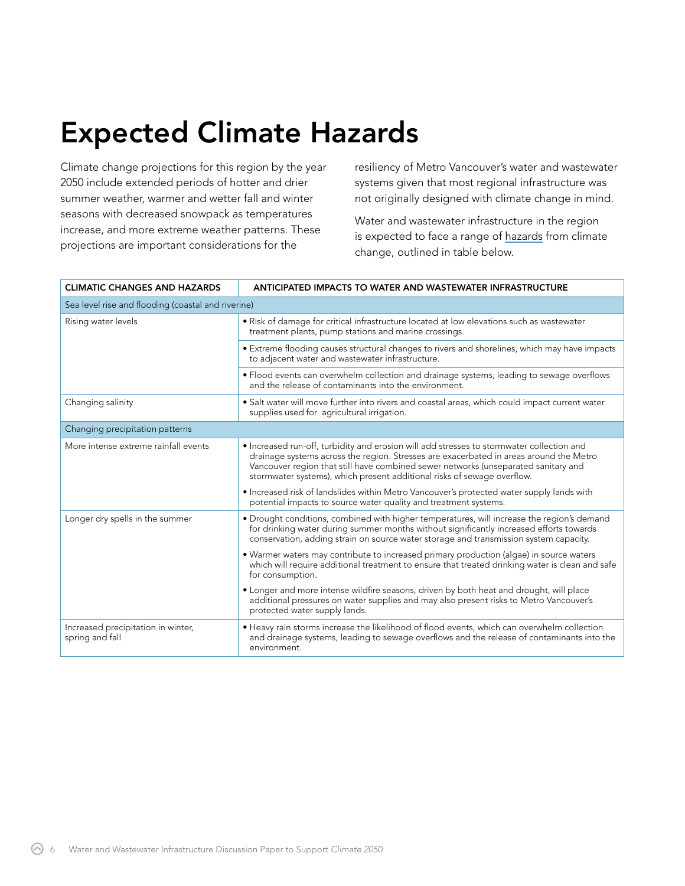# Expected Climate Hazards

Climate change projections for this region by the year 2050 include extended periods of hotter and drier summer weather, warmer and wetter fall and winter seasons with decreased snowpack as temperatures increase, and more extreme weather patterns. These projections are important considerations for the resiliency of Metro Vancouver's water and wastewater systems given that most regional infrastructure was not originally designed with climate change in mind.

Water and wastewater infrastructure in the region is expected to face a range of hazards from climate change, outlined in table below.

| CLIMATIC CHANGES AND HAZARDS | ANTICIPATED IMPACTS TO WATER AND WASTEWATER INFRASTRUCTURE |
|---|---|
| Sea level rise and flooding (coastal and riverine) | |
| Rising water levels | • Risk of damage for critical infrastructure located at low elevations such as wastewater treatment plants, pump stations and marine crossings. |
| | • Extreme flooding causes structural changes to rivers and shorelines, which may have impacts to adjacent water and wastewater infrastructure. |
| | • Flood events can overwhelm collection and drainage systems, leading to sewage overflows and the release of contaminants into the environment. |
| Changing salinity | • Salt water will move further into rivers and coastal areas, which could impact current water supplies used for agricultural irrigation. |
| Changing precipitation patterns | |
| More intense extreme rainfall events | • Increased run-off, turbidity and erosion will add stresses to stormwater collection and drainage systems across the region. Stresses are exacerbated in areas around the Metro Vancouver region that still have combined sewer networks (unseparated sanitary and stormwater systems), which present additional risks of sewage overflow. |
| | • Increased risk of landslides within Metro Vancouver's protected water supply lands with potential impacts to source water quality and treatment systems. |
| Longer dry spells in the summer | • Drought conditions, combined with higher temperatures, will increase the region's demand for drinking water during summer months without significantly increased efforts towards conservation, adding strain on source water storage and transmission system capacity. |
| | • Warmer waters may contribute to increased primary production (algae) in source waters which will require additional treatment to ensure that treated drinking water is clean and safe for consumption. |
| | • Longer and more intense wildfire seasons, driven by both heat and drought, will place additional pressures on water supplies and may also present risks to Metro Vancouver's protected water supply lands. |
| Increased precipitation in winter, spring and fall | • Heavy rain storms increase the likelihood of flood events, which can overwhelm collection and drainage systems, leading to sewage overflows and the release of contaminants into the environment. |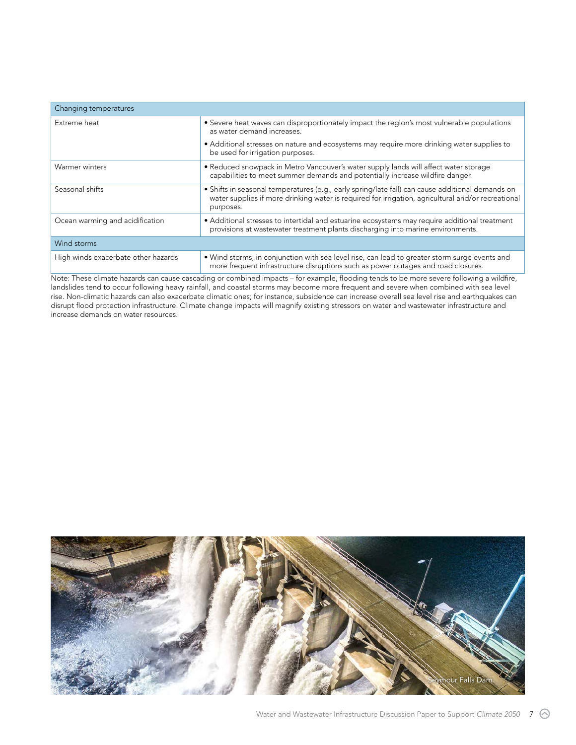| Changing temperatures | |
|---|---|
| Extreme heat | • Severe heat waves can disproportionately impact the region's most vulnerable populations as water demand increases.<br>• Additional stresses on nature and ecosystems may require more drinking water supplies to be used for irrigation purposes. |
| Warmer winters | • Reduced snowpack in Metro Vancouver's water supply lands will affect water storage capabilities to meet summer demands and potentially increase wildfire danger. |
| Seasonal shifts | • Shifts in seasonal temperatures (e.g., early spring/late fall) can cause additional demands on water supplies if more drinking water is required for irrigation, agricultural and/or recreational purposes. |
| Ocean warming and acidification | • Additional stresses to intertidal and estuarine ecosystems may require additional treatment provisions at wastewater treatment plants discharging into marine environments. |
| **Wind storms** | |
| High winds exacerbate other hazards | • Wind storms, in conjunction with sea level rise, can lead to greater storm surge events and more frequent infrastructure disruptions such as power outages and road closures. |

Note: These climate hazards can cause cascading or combined impacts – for example, flooding tends to be more severe following a wildfire, landslides tend to occur following heavy rainfall, and coastal storms may become more frequent and severe when combined with sea level rise. Non-climatic hazards can also exacerbate climatic ones; for instance, subsidence can increase overall sea level rise and earthquakes can disrupt flood protection infrastructure. Climate change impacts will magnify existing stressors on water and wastewater infrastructure and increase demands on water resources.

Seymour Falls Dam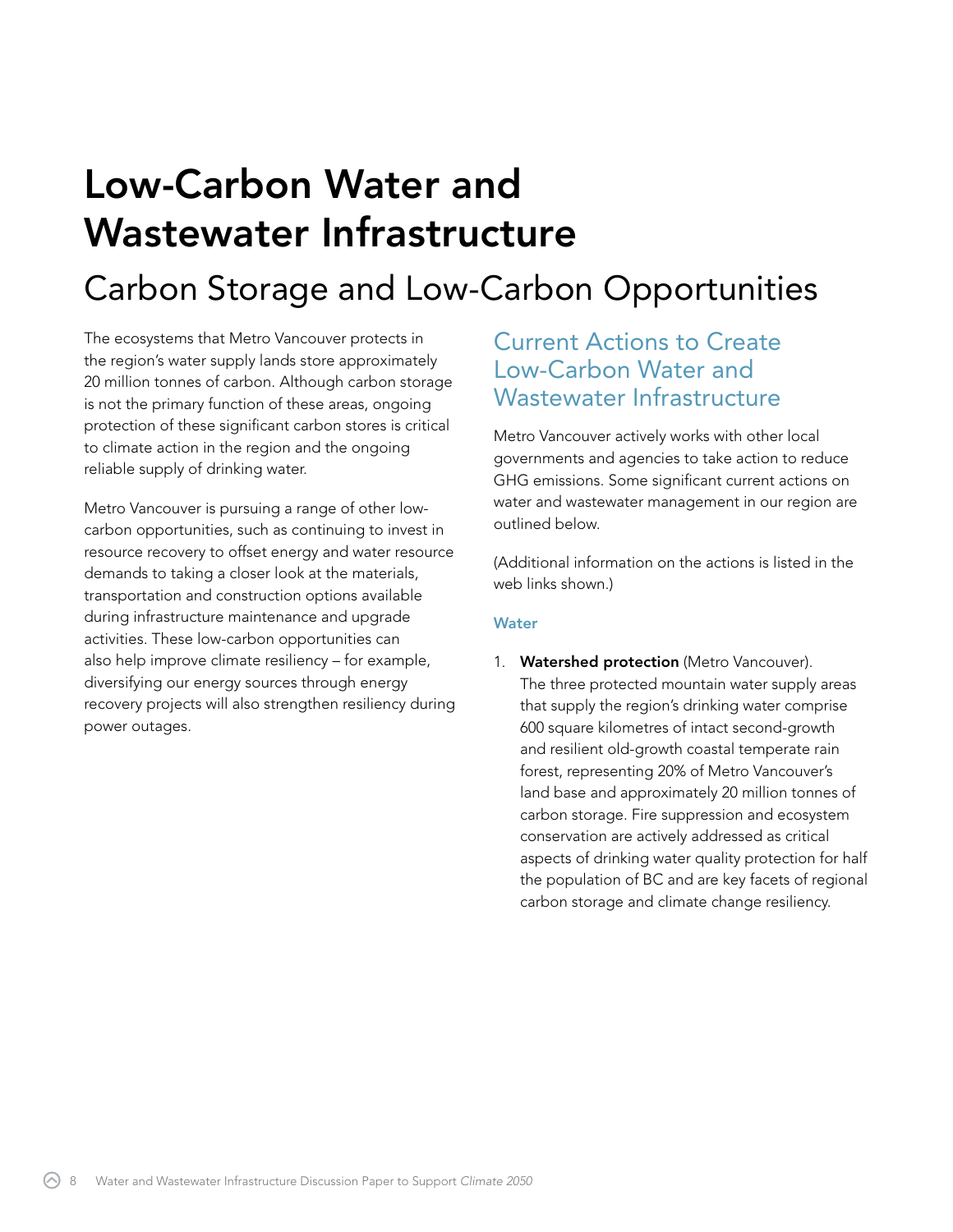# Low-Carbon Water and Wastewater Infrastructure

## Carbon Storage and Low-Carbon Opportunities

The ecosystems that Metro Vancouver protects in the region's water supply lands store approximately 20 million tonnes of carbon. Although carbon storage is not the primary function of these areas, ongoing protection of these significant carbon stores is critical to climate action in the region and the ongoing reliable supply of drinking water.

Metro Vancouver is pursuing a range of other low-carbon opportunities, such as continuing to invest in resource recovery to offset energy and water resource demands to taking a closer look at the materials, transportation and construction options available during infrastructure maintenance and upgrade activities. These low-carbon opportunities can also help improve climate resiliency – for example, diversifying our energy sources through energy recovery projects will also strengthen resiliency during power outages.

### Current Actions to Create Low-Carbon Water and Wastewater Infrastructure

Metro Vancouver actively works with other local governments and agencies to take action to reduce GHG emissions. Some significant current actions on water and wastewater management in our region are outlined below.

(Additional information on the actions is listed in the web links shown.)

#### Water

1. **Watershed protection** (Metro Vancouver). The three protected mountain water supply areas that supply the region's drinking water comprise 600 square kilometres of intact second-growth and resilient old-growth coastal temperate rain forest, representing 20% of Metro Vancouver's land base and approximately 20 million tonnes of carbon storage. Fire suppression and ecosystem conservation are actively addressed as critical aspects of drinking water quality protection for half the population of BC and are key facets of regional carbon storage and climate change resiliency.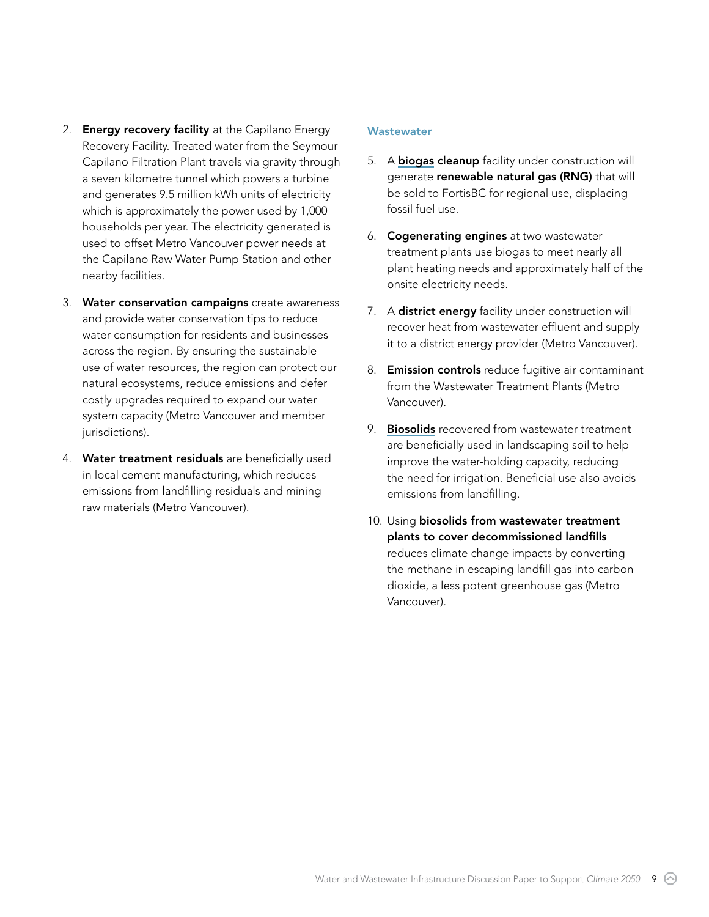2. **Energy recovery facility** at the Capilano Energy Recovery Facility. Treated water from the Seymour Capilano Filtration Plant travels via gravity through a seven kilometre tunnel which powers a turbine and generates 9.5 million kWh units of electricity which is approximately the power used by 1,000 households per year. The electricity generated is used to offset Metro Vancouver power needs at the Capilano Raw Water Pump Station and other nearby facilities.

3. **Water conservation campaigns** create awareness and provide water conservation tips to reduce water consumption for residents and businesses across the region. By ensuring the sustainable use of water resources, the region can protect our natural ecosystems, reduce emissions and defer costly upgrades required to expand our water system capacity (Metro Vancouver and member jurisdictions).

4. **Water treatment residuals** are beneficially used in local cement manufacturing, which reduces emissions from landfilling residuals and mining raw materials (Metro Vancouver).

### Wastewater

5. A **biogas cleanup** facility under construction will generate **renewable natural gas (RNG)** that will be sold to FortisBC for regional use, displacing fossil fuel use.

6. **Cogenerating engines** at two wastewater treatment plants use biogas to meet nearly all plant heating needs and approximately half of the onsite electricity needs.

7. A **district energy** facility under construction will recover heat from wastewater effluent and supply it to a district energy provider (Metro Vancouver).

8. **Emission controls** reduce fugitive air contaminant from the Wastewater Treatment Plants (Metro Vancouver).

9. **Biosolids** recovered from wastewater treatment are beneficially used in landscaping soil to help improve the water-holding capacity, reducing the need for irrigation. Beneficial use also avoids emissions from landfilling.

10. Using **biosolids from wastewater treatment plants to cover decommissioned landfills** reduces climate change impacts by converting the methane in escaping landfill gas into carbon dioxide, a less potent greenhouse gas (Metro Vancouver).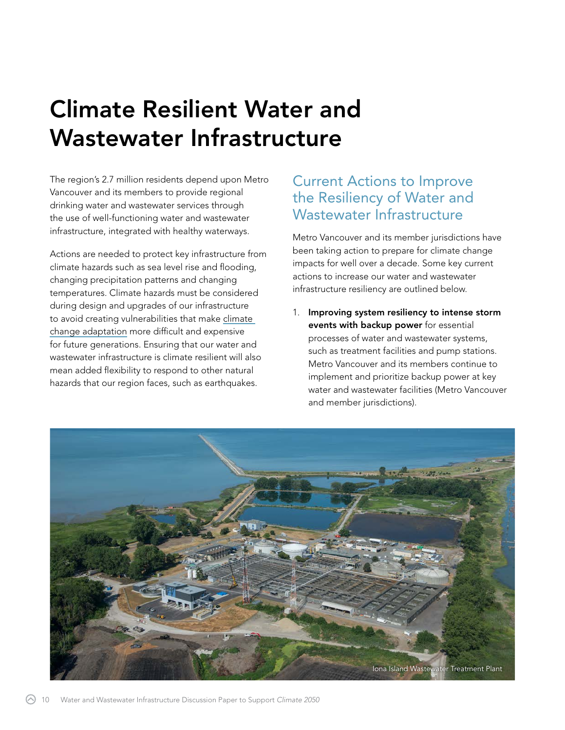# Climate Resilient Water and Wastewater Infrastructure

The region's 2.7 million residents depend upon Metro Vancouver and its members to provide regional drinking water and wastewater services through the use of well-functioning water and wastewater infrastructure, integrated with healthy waterways.

Actions are needed to protect key infrastructure from climate hazards such as sea level rise and flooding, changing precipitation patterns and changing temperatures. Climate hazards must be considered during design and upgrades of our infrastructure to avoid creating vulnerabilities that make climate change adaptation more difficult and expensive for future generations. Ensuring that our water and wastewater infrastructure is climate resilient will also mean added flexibility to respond to other natural hazards that our region faces, such as earthquakes.

## Current Actions to Improve the Resiliency of Water and Wastewater Infrastructure

Metro Vancouver and its member jurisdictions have been taking action to prepare for climate change impacts for well over a decade. Some key current actions to increase our water and wastewater infrastructure resiliency are outlined below.

1. **Improving system resiliency to intense storm events with backup power** for essential processes of water and wastewater systems, such as treatment facilities and pump stations. Metro Vancouver and its members continue to implement and prioritize backup power at key water and wastewater facilities (Metro Vancouver and member jurisdictions).

Iona Island Wastewater Treatment Plant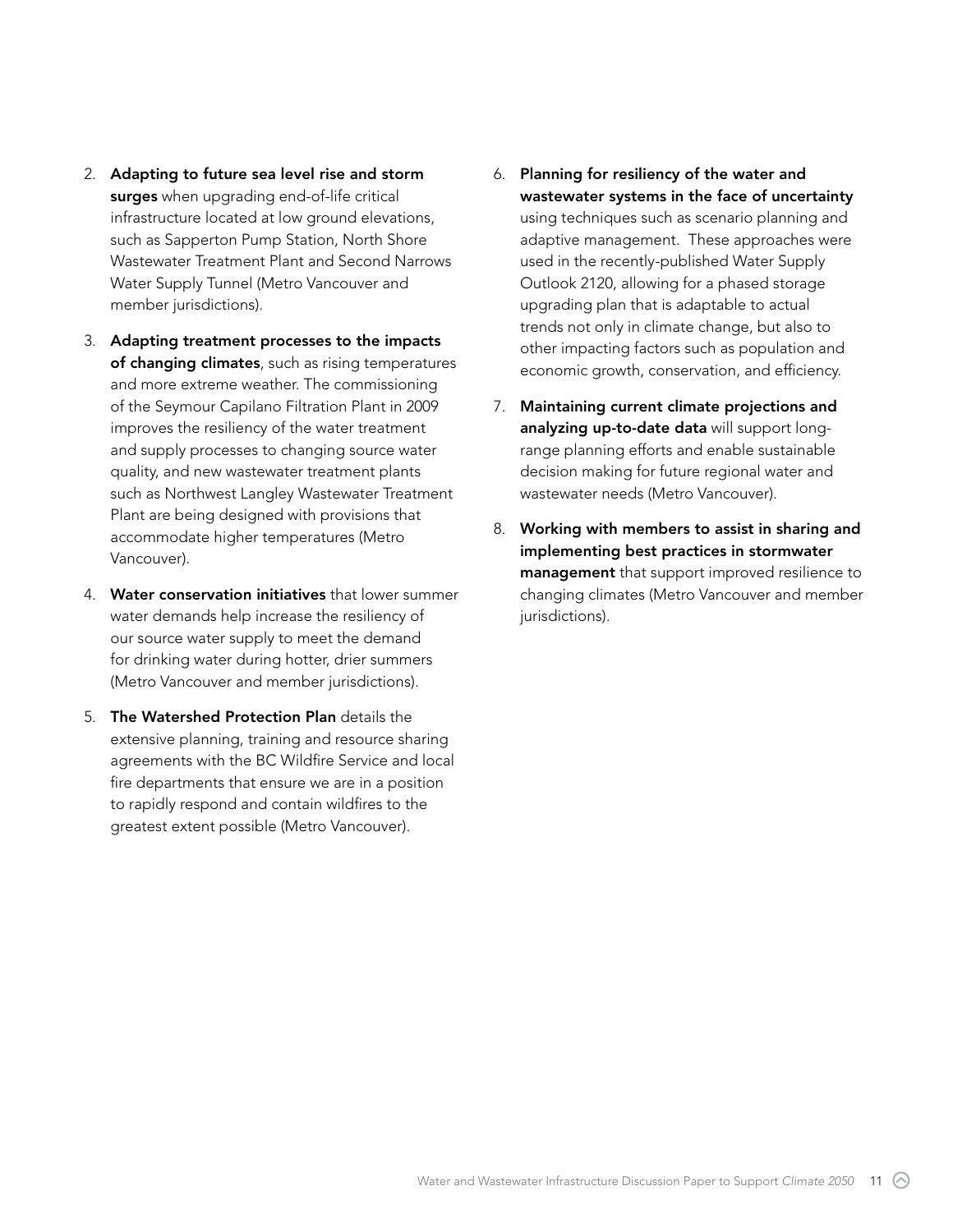2. **Adapting to future sea level rise and storm surges** when upgrading end-of-life critical infrastructure located at low ground elevations, such as Sapperton Pump Station, North Shore Wastewater Treatment Plant and Second Narrows Water Supply Tunnel (Metro Vancouver and member jurisdictions).
3. **Adapting treatment processes to the impacts of changing climates**, such as rising temperatures and more extreme weather. The commissioning of the Seymour Capilano Filtration Plant in 2009 improves the resiliency of the water treatment and supply processes to changing source water quality, and new wastewater treatment plants such as Northwest Langley Wastewater Treatment Plant are being designed with provisions that accommodate higher temperatures (Metro Vancouver).
4. **Water conservation initiatives** that lower summer water demands help increase the resiliency of our source water supply to meet the demand for drinking water during hotter, drier summers (Metro Vancouver and member jurisdictions).
5. **The Watershed Protection Plan** details the extensive planning, training and resource sharing agreements with the BC Wildfire Service and local fire departments that ensure we are in a position to rapidly respond and contain wildfires to the greatest extent possible (Metro Vancouver).
6. **Planning for resiliency of the water and wastewater systems in the face of uncertainty** using techniques such as scenario planning and adaptive management. These approaches were used in the recently-published Water Supply Outlook 2120, allowing for a phased storage upgrading plan that is adaptable to actual trends not only in climate change, but also to other impacting factors such as population and economic growth, conservation, and efficiency.
7. **Maintaining current climate projections and analyzing up-to-date data** will support long-range planning efforts and enable sustainable decision making for future regional water and wastewater needs (Metro Vancouver).
8. **Working with members to assist in sharing and implementing best practices in stormwater management** that support improved resilience to changing climates (Metro Vancouver and member jurisdictions).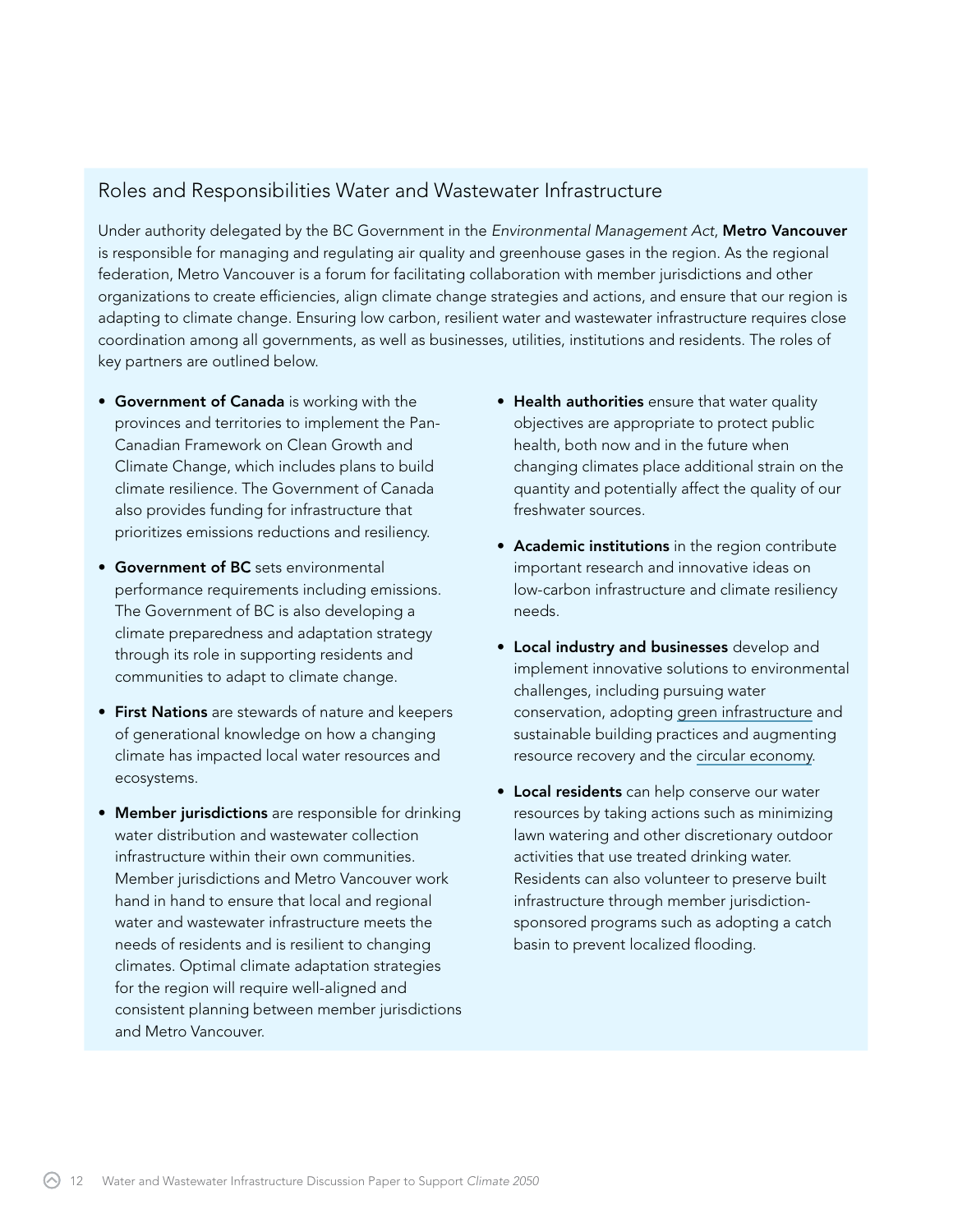## Roles and Responsibilities Water and Wastewater Infrastructure

Under authority delegated by the BC Government in the *Environmental Management Act*, **Metro Vancouver** is responsible for managing and regulating air quality and greenhouse gases in the region. As the regional federation, Metro Vancouver is a forum for facilitating collaboration with member jurisdictions and other organizations to create efficiencies, align climate change strategies and actions, and ensure that our region is adapting to climate change. Ensuring low carbon, resilient water and wastewater infrastructure requires close coordination among all governments, as well as businesses, utilities, institutions and residents. The roles of key partners are outlined below.

- **Government of Canada** is working with the provinces and territories to implement the Pan-Canadian Framework on Clean Growth and Climate Change, which includes plans to build climate resilience. The Government of Canada also provides funding for infrastructure that prioritizes emissions reductions and resiliency.
- **Government of BC** sets environmental performance requirements including emissions. The Government of BC is also developing a climate preparedness and adaptation strategy through its role in supporting residents and communities to adapt to climate change.
- **First Nations** are stewards of nature and keepers of generational knowledge on how a changing climate has impacted local water resources and ecosystems.
- **Member jurisdictions** are responsible for drinking water distribution and wastewater collection infrastructure within their own communities. Member jurisdictions and Metro Vancouver work hand in hand to ensure that local and regional water and wastewater infrastructure meets the needs of residents and is resilient to changing climates. Optimal climate adaptation strategies for the region will require well-aligned and consistent planning between member jurisdictions and Metro Vancouver.
- **Health authorities** ensure that water quality objectives are appropriate to protect public health, both now and in the future when changing climates place additional strain on the quantity and potentially affect the quality of our freshwater sources.
- **Academic institutions** in the region contribute important research and innovative ideas on low-carbon infrastructure and climate resiliency needs.
- **Local industry and businesses** develop and implement innovative solutions to environmental challenges, including pursuing water conservation, adopting green infrastructure and sustainable building practices and augmenting resource recovery and the circular economy.
- **Local residents** can help conserve our water resources by taking actions such as minimizing lawn watering and other discretionary outdoor activities that use treated drinking water. Residents can also volunteer to preserve built infrastructure through member jurisdiction-sponsored programs such as adopting a catch basin to prevent localized flooding.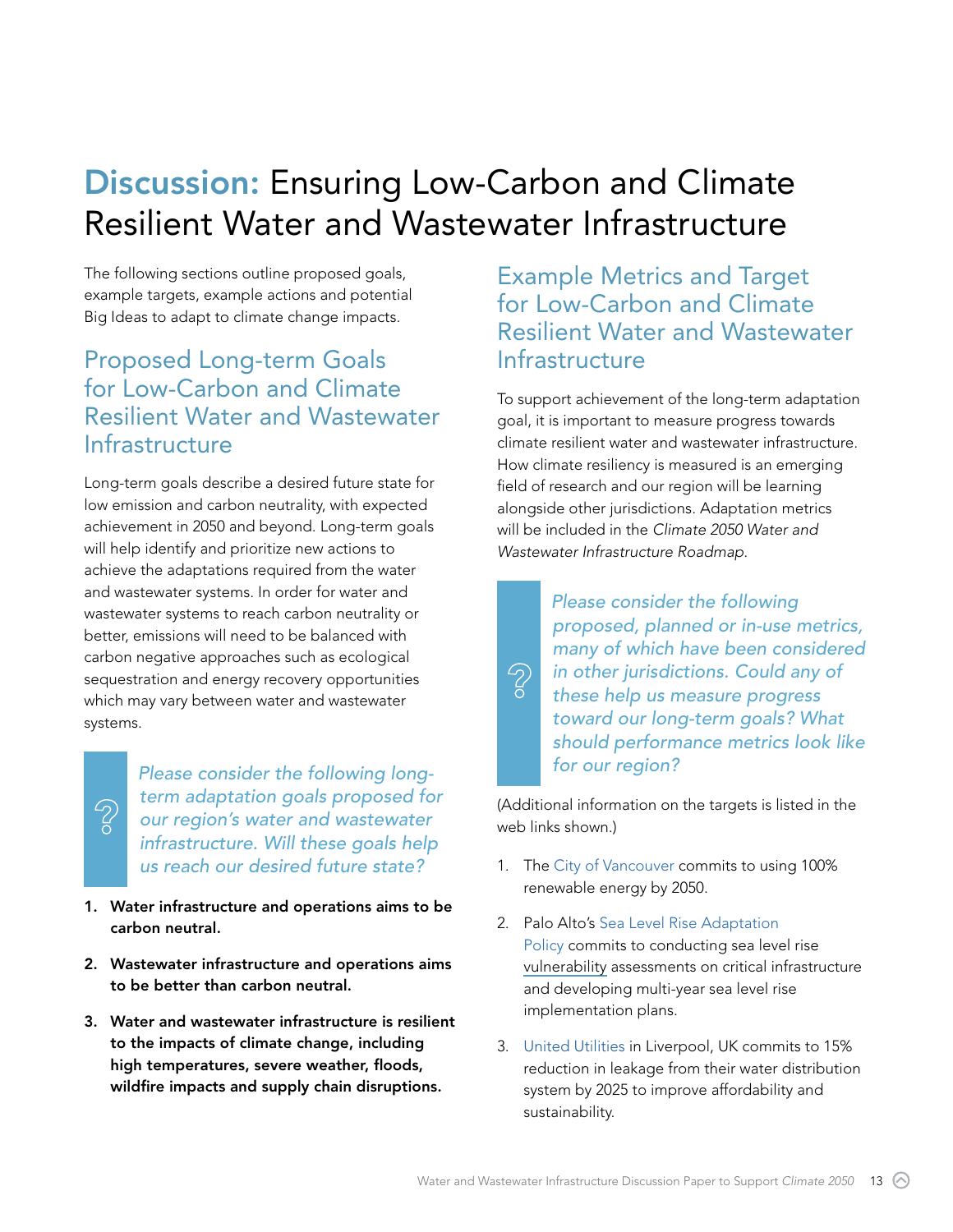# **Discussion:** Ensuring Low-Carbon and Climate Resilient Water and Wastewater Infrastructure

The following sections outline proposed goals, example targets, example actions and potential Big Ideas to adapt to climate change impacts.

## Proposed Long-term Goals for Low-Carbon and Climate Resilient Water and Wastewater Infrastructure

Long-term goals describe a desired future state for low emission and carbon neutrality, with expected achievement in 2050 and beyond. Long-term goals will help identify and prioritize new actions to achieve the adaptations required from the water and wastewater systems. In order for water and wastewater systems to reach carbon neutrality or better, emissions will need to be balanced with carbon negative approaches such as ecological sequestration and energy recovery opportunities which may vary between water and wastewater systems.

> *Please consider the following long-term adaptation goals proposed for our region's water and wastewater infrastructure. Will these goals help us reach our desired future state?*

1. **Water infrastructure and operations aims to be carbon neutral.**
2. **Wastewater infrastructure and operations aims to be better than carbon neutral.**
3. **Water and wastewater infrastructure is resilient to the impacts of climate change, including high temperatures, severe weather, floods, wildfire impacts and supply chain disruptions.**

## Example Metrics and Target for Low-Carbon and Climate Resilient Water and Wastewater Infrastructure

To support achievement of the long-term adaptation goal, it is important to measure progress towards climate resilient water and wastewater infrastructure. How climate resiliency is measured is an emerging field of research and our region will be learning alongside other jurisdictions. Adaptation metrics will be included in the *Climate 2050 Water and Wastewater Infrastructure Roadmap*.

> *Please consider the following proposed, planned or in-use metrics, many of which have been considered in other jurisdictions. Could any of these help us measure progress toward our long-term goals? What should performance metrics look like for our region?*

(Additional information on the targets is listed in the web links shown.)

1. The City of Vancouver commits to using 100% renewable energy by 2050.
2. Palo Alto's Sea Level Rise Adaptation Policy commits to conducting sea level rise vulnerability assessments on critical infrastructure and developing multi-year sea level rise implementation plans.
3. United Utilities in Liverpool, UK commits to 15% reduction in leakage from their water distribution system by 2025 to improve affordability and sustainability.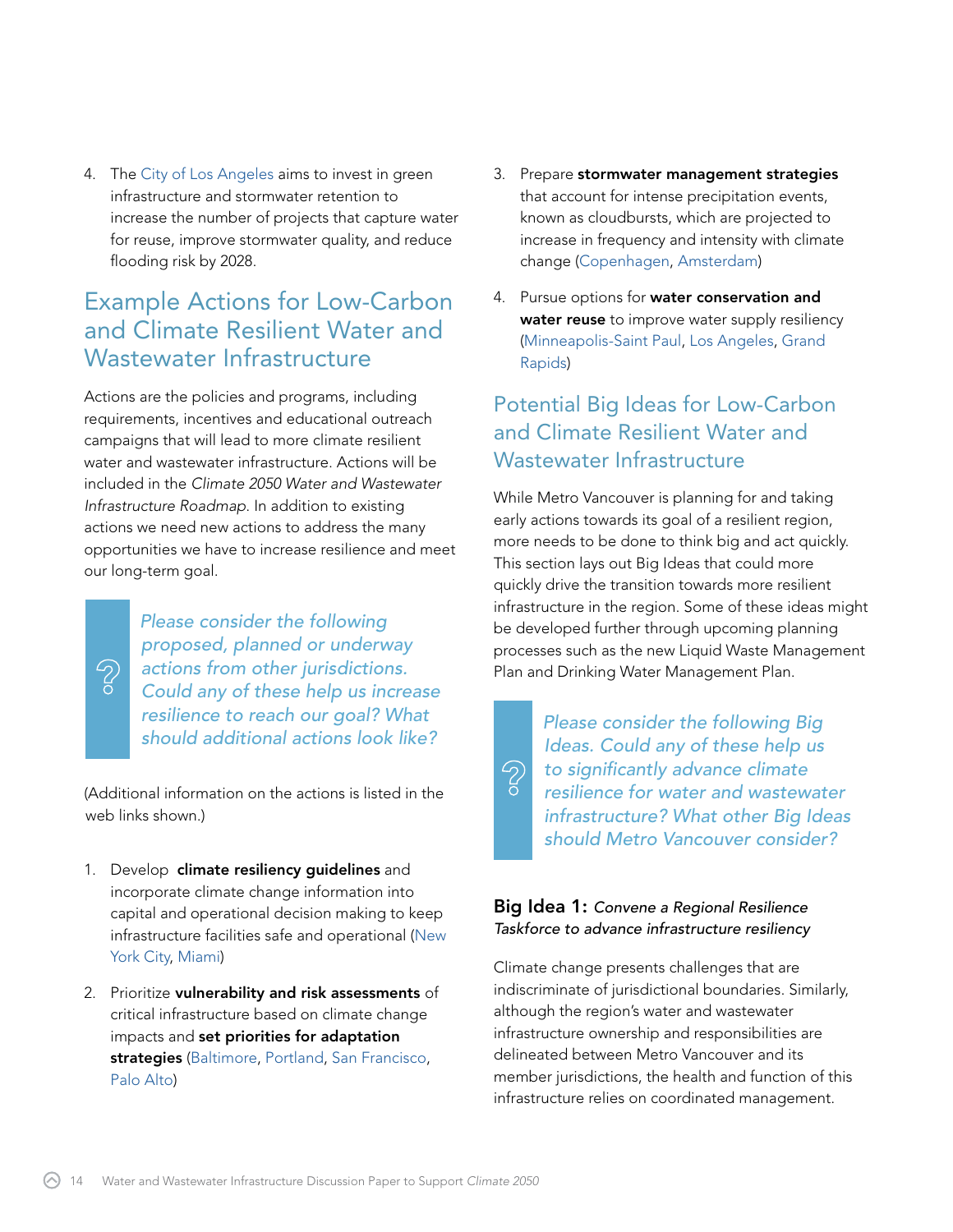4. The City of Los Angeles aims to invest in green infrastructure and stormwater retention to increase the number of projects that capture water for reuse, improve stormwater quality, and reduce flooding risk by 2028.

## Example Actions for Low-Carbon and Climate Resilient Water and Wastewater Infrastructure

Actions are the policies and programs, including requirements, incentives and educational outreach campaigns that will lead to more climate resilient water and wastewater infrastructure. Actions will be included in the *Climate 2050 Water and Wastewater Infrastructure Roadmap*. In addition to existing actions we need new actions to address the many opportunities we have to increase resilience and meet our long-term goal.

> *Please consider the following proposed, planned or underway actions from other jurisdictions. Could any of these help us increase resilience to reach our goal? What should additional actions look like?*

(Additional information on the actions is listed in the web links shown.)

1. Develop **climate resiliency guidelines** and incorporate climate change information into capital and operational decision making to keep infrastructure facilities safe and operational (New York City, Miami)

2. Prioritize **vulnerability and risk assessments** of critical infrastructure based on climate change impacts and **set priorities for adaptation strategies** (Baltimore, Portland, San Francisco, Palo Alto)

3. Prepare **stormwater management strategies** that account for intense precipitation events, known as cloudbursts, which are projected to increase in frequency and intensity with climate change (Copenhagen, Amsterdam)

4. Pursue options for **water conservation and water reuse** to improve water supply resiliency (Minneapolis-Saint Paul, Los Angeles, Grand Rapids)

## Potential Big Ideas for Low-Carbon and Climate Resilient Water and Wastewater Infrastructure

While Metro Vancouver is planning for and taking early actions towards its goal of a resilient region, more needs to be done to think big and act quickly. This section lays out Big Ideas that could more quickly drive the transition towards more resilient infrastructure in the region. Some of these ideas might be developed further through upcoming planning processes such as the new Liquid Waste Management Plan and Drinking Water Management Plan.

> *Please consider the following Big Ideas. Could any of these help us to significantly advance climate resilience for water and wastewater infrastructure? What other Big Ideas should Metro Vancouver consider?*

### Big Idea 1: *Convene a Regional Resilience Taskforce to advance infrastructure resiliency*

Climate change presents challenges that are indiscriminate of jurisdictional boundaries. Similarly, although the region's water and wastewater infrastructure ownership and responsibilities are delineated between Metro Vancouver and its member jurisdictions, the health and function of this infrastructure relies on coordinated management.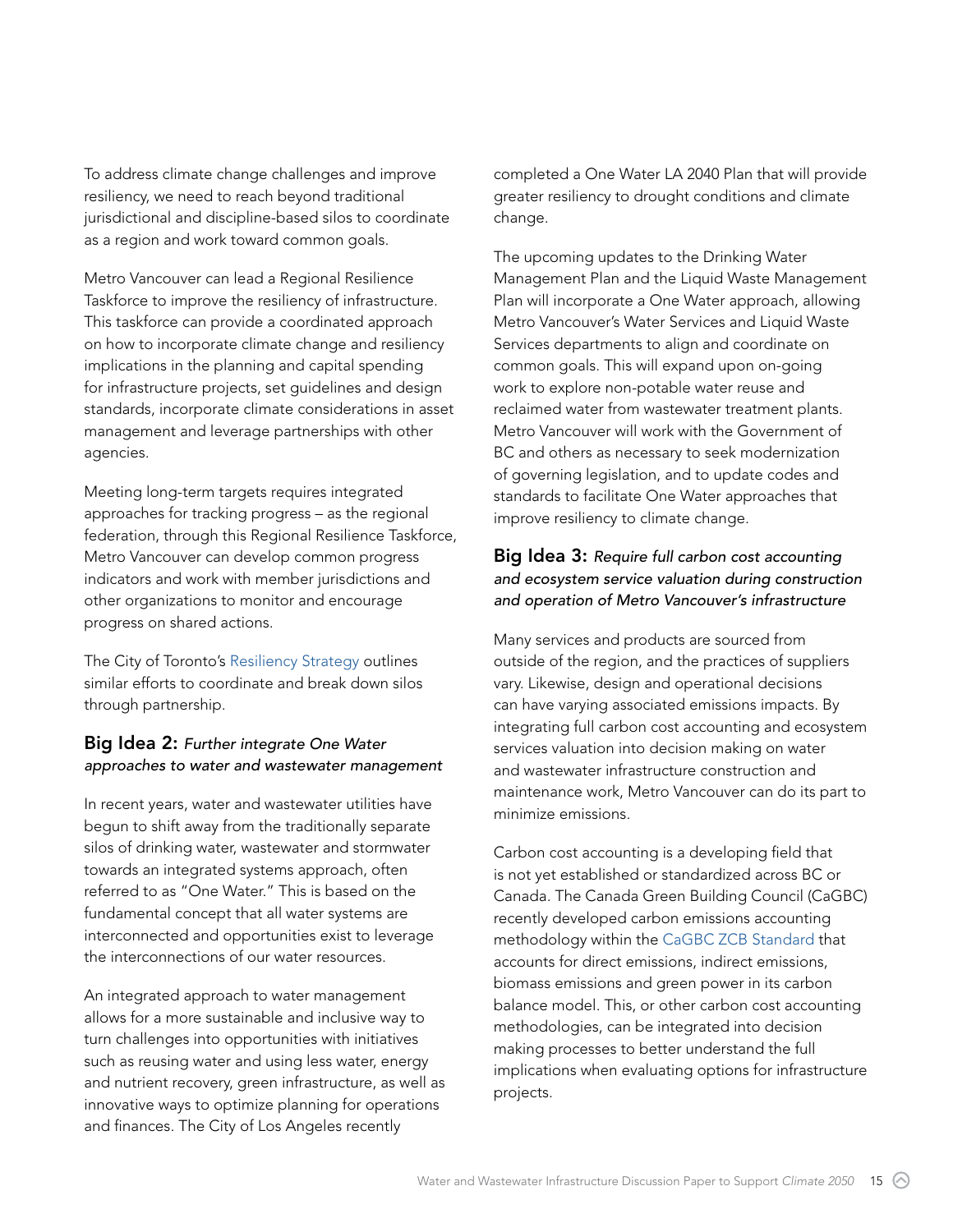To address climate change challenges and improve resiliency, we need to reach beyond traditional jurisdictional and discipline-based silos to coordinate as a region and work toward common goals.

Metro Vancouver can lead a Regional Resilience Taskforce to improve the resiliency of infrastructure. This taskforce can provide a coordinated approach on how to incorporate climate change and resiliency implications in the planning and capital spending for infrastructure projects, set guidelines and design standards, incorporate climate considerations in asset management and leverage partnerships with other agencies.

Meeting long-term targets requires integrated approaches for tracking progress – as the regional federation, through this Regional Resilience Taskforce, Metro Vancouver can develop common progress indicators and work with member jurisdictions and other organizations to monitor and encourage progress on shared actions.

The City of Toronto's Resiliency Strategy outlines similar efforts to coordinate and break down silos through partnership.

### Big Idea 2: *Further integrate One Water approaches to water and wastewater management*

In recent years, water and wastewater utilities have begun to shift away from the traditionally separate silos of drinking water, wastewater and stormwater towards an integrated systems approach, often referred to as "One Water." This is based on the fundamental concept that all water systems are interconnected and opportunities exist to leverage the interconnections of our water resources.

An integrated approach to water management allows for a more sustainable and inclusive way to turn challenges into opportunities with initiatives such as reusing water and using less water, energy and nutrient recovery, green infrastructure, as well as innovative ways to optimize planning for operations and finances. The City of Los Angeles recently completed a One Water LA 2040 Plan that will provide greater resiliency to drought conditions and climate change.

The upcoming updates to the Drinking Water Management Plan and the Liquid Waste Management Plan will incorporate a One Water approach, allowing Metro Vancouver's Water Services and Liquid Waste Services departments to align and coordinate on common goals. This will expand upon on-going work to explore non-potable water reuse and reclaimed water from wastewater treatment plants. Metro Vancouver will work with the Government of BC and others as necessary to seek modernization of governing legislation, and to update codes and standards to facilitate One Water approaches that improve resiliency to climate change.

### Big Idea 3: *Require full carbon cost accounting and ecosystem service valuation during construction and operation of Metro Vancouver's infrastructure*

Many services and products are sourced from outside of the region, and the practices of suppliers vary. Likewise, design and operational decisions can have varying associated emissions impacts. By integrating full carbon cost accounting and ecosystem services valuation into decision making on water and wastewater infrastructure construction and maintenance work, Metro Vancouver can do its part to minimize emissions.

Carbon cost accounting is a developing field that is not yet established or standardized across BC or Canada. The Canada Green Building Council (CaGBC) recently developed carbon emissions accounting methodology within the CaGBC ZCB Standard that accounts for direct emissions, indirect emissions, biomass emissions and green power in its carbon balance model. This, or other carbon cost accounting methodologies, can be integrated into decision making processes to better understand the full implications when evaluating options for infrastructure projects.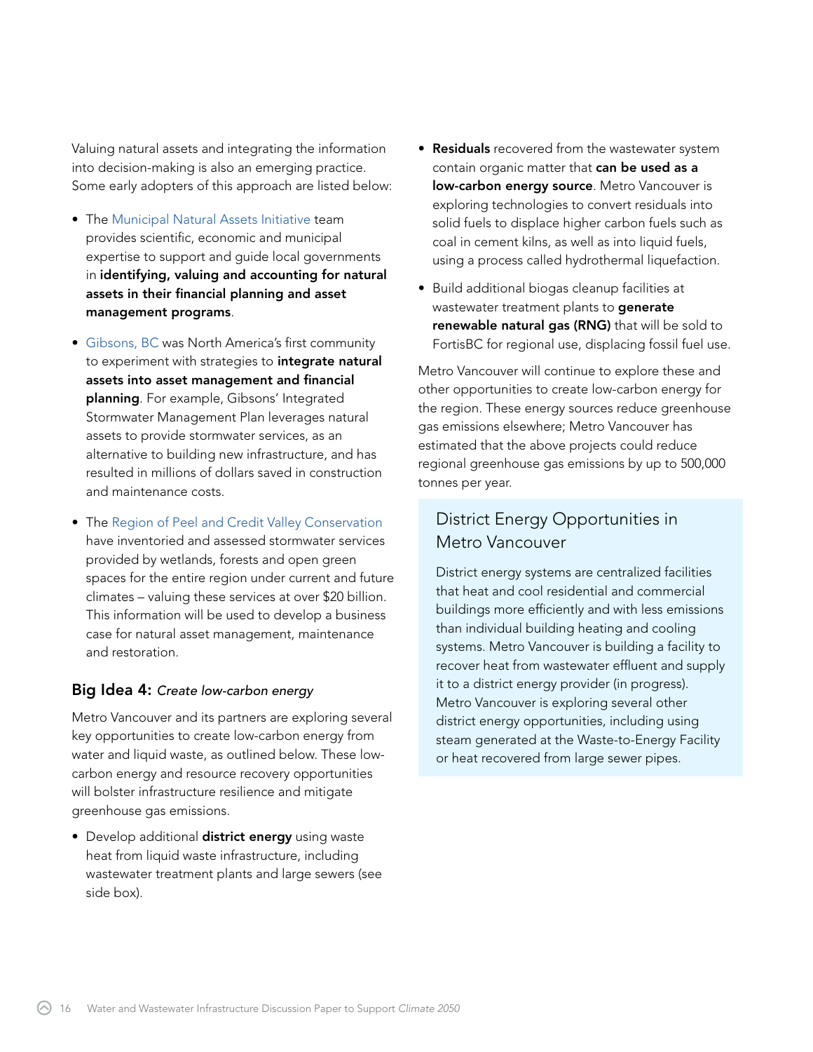Valuing natural assets and integrating the information into decision-making is also an emerging practice. Some early adopters of this approach are listed below:

- The Municipal Natural Assets Initiative team provides scientific, economic and municipal expertise to support and guide local governments in **identifying, valuing and accounting for natural assets in their financial planning and asset management programs**.
- Gibsons, BC was North America's first community to experiment with strategies to **integrate natural assets into asset management and financial planning**. For example, Gibsons' Integrated Stormwater Management Plan leverages natural assets to provide stormwater services, as an alternative to building new infrastructure, and has resulted in millions of dollars saved in construction and maintenance costs.
- The Region of Peel and Credit Valley Conservation have inventoried and assessed stormwater services provided by wetlands, forests and open green spaces for the entire region under current and future climates – valuing these services at over $20 billion. This information will be used to develop a business case for natural asset management, maintenance and restoration.

### Big Idea 4: *Create low-carbon energy*

Metro Vancouver and its partners are exploring several key opportunities to create low-carbon energy from water and liquid waste, as outlined below. These low-carbon energy and resource recovery opportunities will bolster infrastructure resilience and mitigate greenhouse gas emissions.

- Develop additional **district energy** using waste heat from liquid waste infrastructure, including wastewater treatment plants and large sewers (see side box).
- **Residuals** recovered from the wastewater system contain organic matter that **can be used as a low-carbon energy source**. Metro Vancouver is exploring technologies to convert residuals into solid fuels to displace higher carbon fuels such as coal in cement kilns, as well as into liquid fuels, using a process called hydrothermal liquefaction.
- Build additional biogas cleanup facilities at wastewater treatment plants to **generate renewable natural gas (RNG)** that will be sold to FortisBC for regional use, displacing fossil fuel use.

Metro Vancouver will continue to explore these and other opportunities to create low-carbon energy for the region. These energy sources reduce greenhouse gas emissions elsewhere; Metro Vancouver has estimated that the above projects could reduce regional greenhouse gas emissions by up to 500,000 tonnes per year.

#### District Energy Opportunities in Metro Vancouver

District energy systems are centralized facilities that heat and cool residential and commercial buildings more efficiently and with less emissions than individual building heating and cooling systems. Metro Vancouver is building a facility to recover heat from wastewater effluent and supply it to a district energy provider (in progress). Metro Vancouver is exploring several other district energy opportunities, including using steam generated at the Waste-to-Energy Facility or heat recovered from large sewer pipes.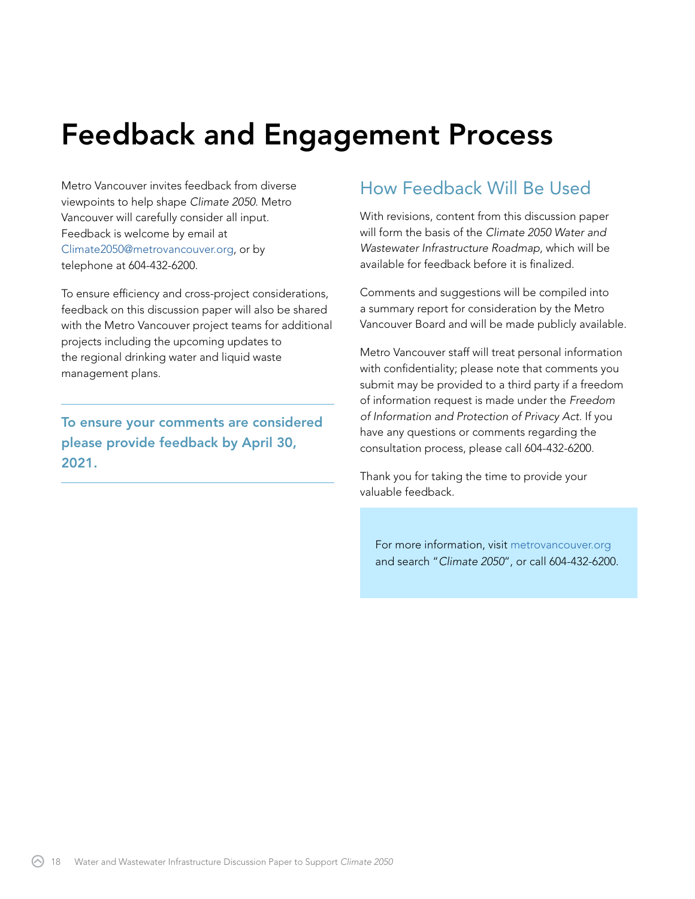# Feedback and Engagement Process

Metro Vancouver invites feedback from diverse viewpoints to help shape *Climate 2050*. Metro Vancouver will carefully consider all input. Feedback is welcome by email at Climate2050@metrovancouver.org, or by telephone at 604-432-6200.

To ensure efficiency and cross-project considerations, feedback on this discussion paper will also be shared with the Metro Vancouver project teams for additional projects including the upcoming updates to the regional drinking water and liquid waste management plans.

---

**To ensure your comments are considered please provide feedback by April 30, 2021.**

---

## How Feedback Will Be Used

With revisions, content from this discussion paper will form the basis of the *Climate 2050 Water and Wastewater Infrastructure Roadmap*, which will be available for feedback before it is finalized.

Comments and suggestions will be compiled into a summary report for consideration by the Metro Vancouver Board and will be made publicly available.

Metro Vancouver staff will treat personal information with confidentiality; please note that comments you submit may be provided to a third party if a freedom of information request is made under the *Freedom of Information and Protection of Privacy Act*. If you have any questions or comments regarding the consultation process, please call 604-432-6200.

Thank you for taking the time to provide your valuable feedback.

For more information, visit metrovancouver.org and search "*Climate 2050*", or call 604-432-6200.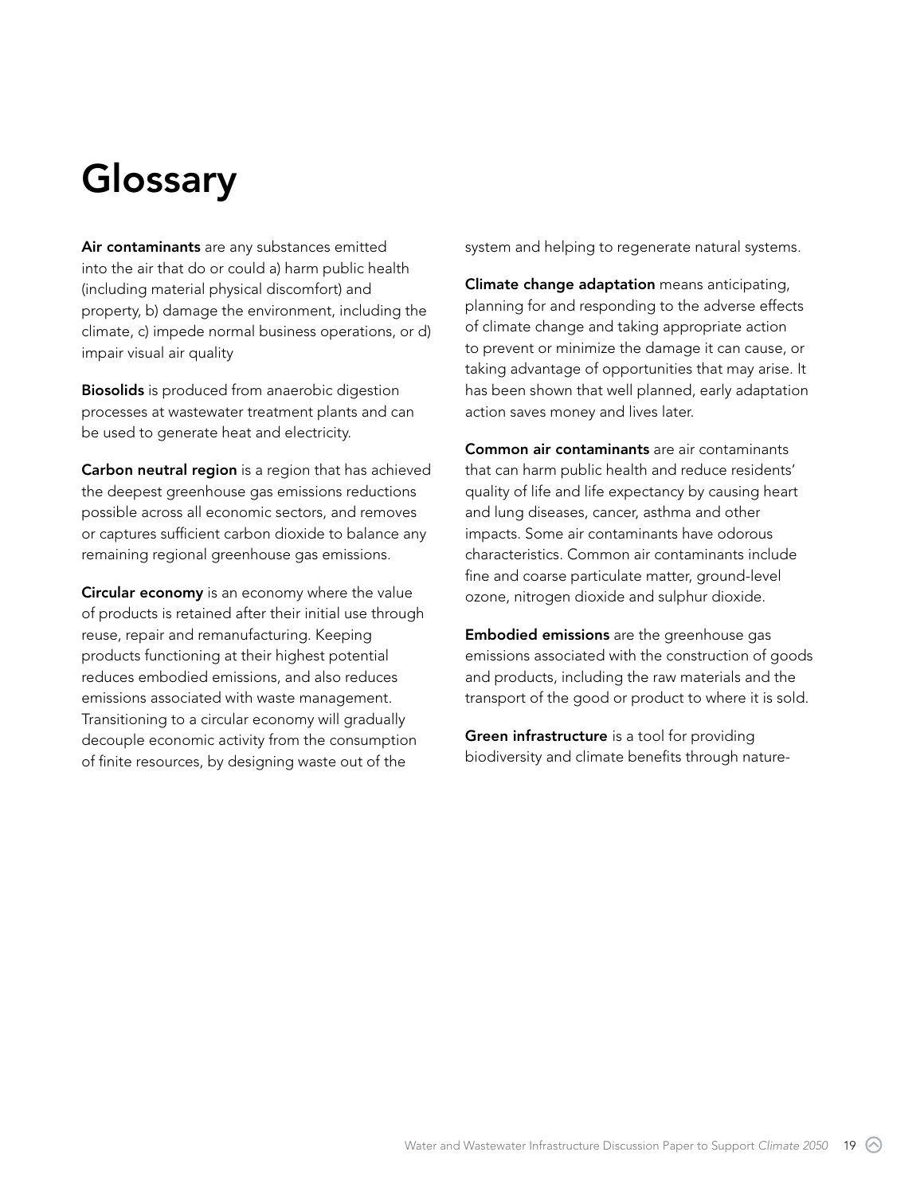# Glossary

**Air contaminants** are any substances emitted into the air that do or could a) harm public health (including material physical discomfort) and property, b) damage the environment, including the climate, c) impede normal business operations, or d) impair visual air quality

**Biosolids** is produced from anaerobic digestion processes at wastewater treatment plants and can be used to generate heat and electricity.

**Carbon neutral region** is a region that has achieved the deepest greenhouse gas emissions reductions possible across all economic sectors, and removes or captures sufficient carbon dioxide to balance any remaining regional greenhouse gas emissions.

**Circular economy** is an economy where the value of products is retained after their initial use through reuse, repair and remanufacturing. Keeping products functioning at their highest potential reduces embodied emissions, and also reduces emissions associated with waste management. Transitioning to a circular economy will gradually decouple economic activity from the consumption of finite resources, by designing waste out of the system and helping to regenerate natural systems.

**Climate change adaptation** means anticipating, planning for and responding to the adverse effects of climate change and taking appropriate action to prevent or minimize the damage it can cause, or taking advantage of opportunities that may arise. It has been shown that well planned, early adaptation action saves money and lives later.

**Common air contaminants** are air contaminants that can harm public health and reduce residents' quality of life and life expectancy by causing heart and lung diseases, cancer, asthma and other impacts. Some air contaminants have odorous characteristics. Common air contaminants include fine and coarse particulate matter, ground-level ozone, nitrogen dioxide and sulphur dioxide.

**Embodied emissions** are the greenhouse gas emissions associated with the construction of goods and products, including the raw materials and the transport of the good or product to where it is sold.

**Green infrastructure** is a tool for providing biodiversity and climate benefits through nature-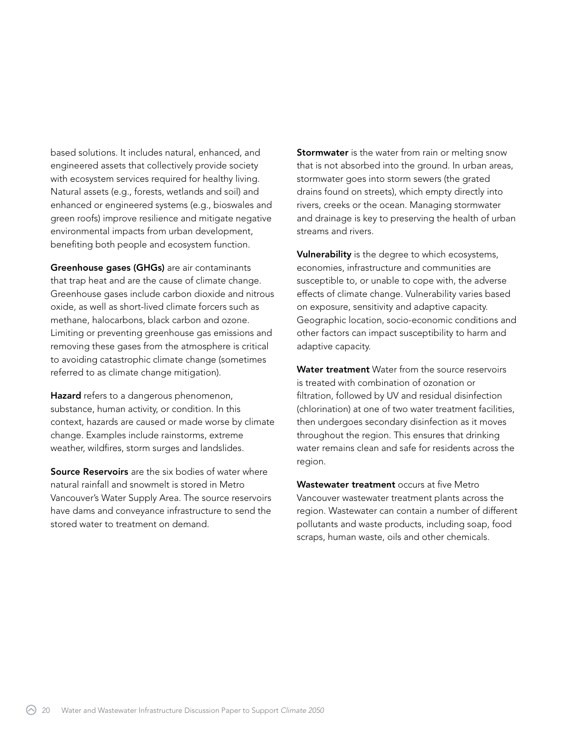based solutions. It includes natural, enhanced, and engineered assets that collectively provide society with ecosystem services required for healthy living. Natural assets (e.g., forests, wetlands and soil) and enhanced or engineered systems (e.g., bioswales and green roofs) improve resilience and mitigate negative environmental impacts from urban development, benefiting both people and ecosystem function.

**Greenhouse gases (GHGs)** are air contaminants that trap heat and are the cause of climate change. Greenhouse gases include carbon dioxide and nitrous oxide, as well as short-lived climate forcers such as methane, halocarbons, black carbon and ozone. Limiting or preventing greenhouse gas emissions and removing these gases from the atmosphere is critical to avoiding catastrophic climate change (sometimes referred to as climate change mitigation).

**Hazard** refers to a dangerous phenomenon, substance, human activity, or condition. In this context, hazards are caused or made worse by climate change. Examples include rainstorms, extreme weather, wildfires, storm surges and landslides.

**Source Reservoirs** are the six bodies of water where natural rainfall and snowmelt is stored in Metro Vancouver's Water Supply Area. The source reservoirs have dams and conveyance infrastructure to send the stored water to treatment on demand.

**Stormwater** is the water from rain or melting snow that is not absorbed into the ground. In urban areas, stormwater goes into storm sewers (the grated drains found on streets), which empty directly into rivers, creeks or the ocean. Managing stormwater and drainage is key to preserving the health of urban streams and rivers.

**Vulnerability** is the degree to which ecosystems, economies, infrastructure and communities are susceptible to, or unable to cope with, the adverse effects of climate change. Vulnerability varies based on exposure, sensitivity and adaptive capacity. Geographic location, socio-economic conditions and other factors can impact susceptibility to harm and adaptive capacity.

**Water treatment** Water from the source reservoirs is treated with combination of ozonation or filtration, followed by UV and residual disinfection (chlorination) at one of two water treatment facilities, then undergoes secondary disinfection as it moves throughout the region. This ensures that drinking water remains clean and safe for residents across the region.

**Wastewater treatment** occurs at five Metro Vancouver wastewater treatment plants across the region. Wastewater can contain a number of different pollutants and waste products, including soap, food scraps, human waste, oils and other chemicals.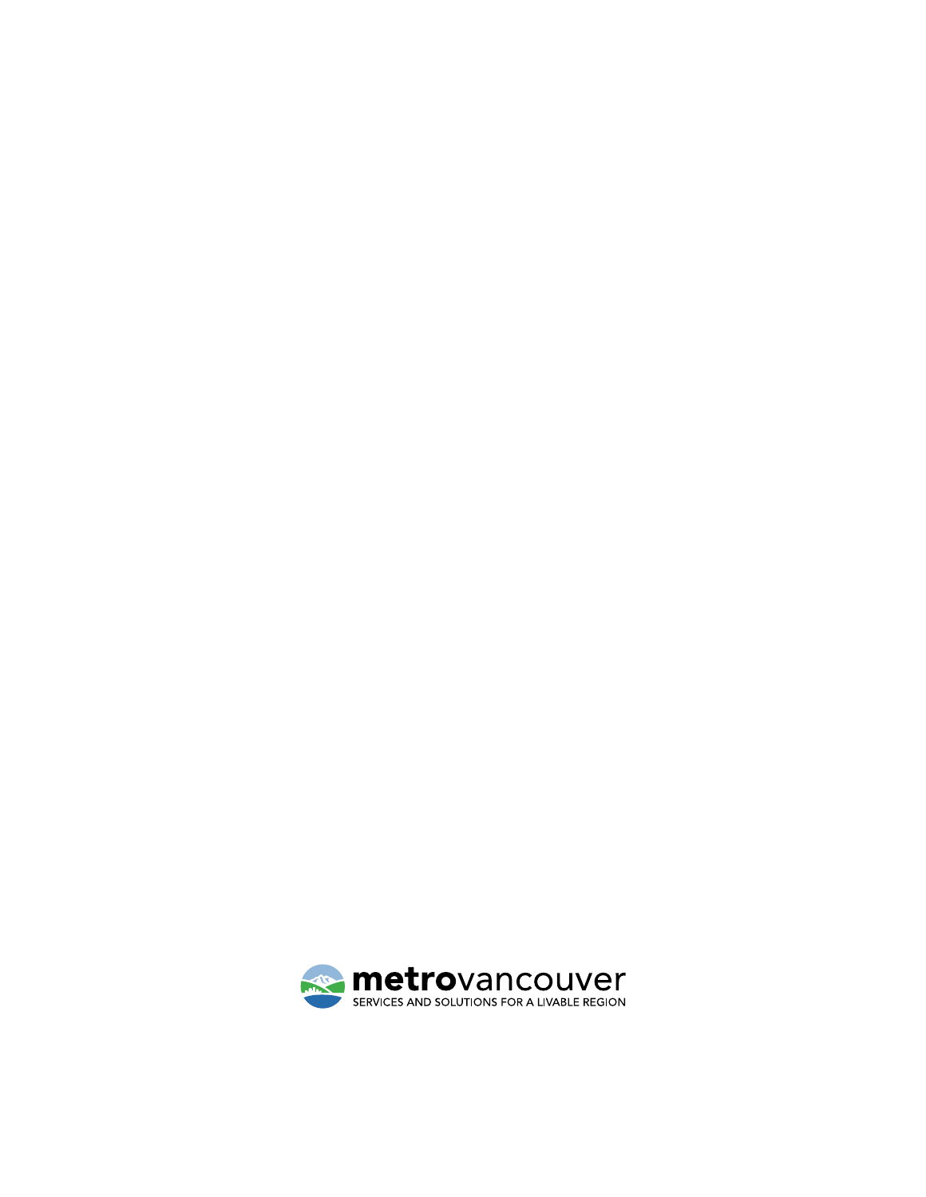**metro**vancouver
SERVICES AND SOLUTIONS FOR A LIVABLE REGION